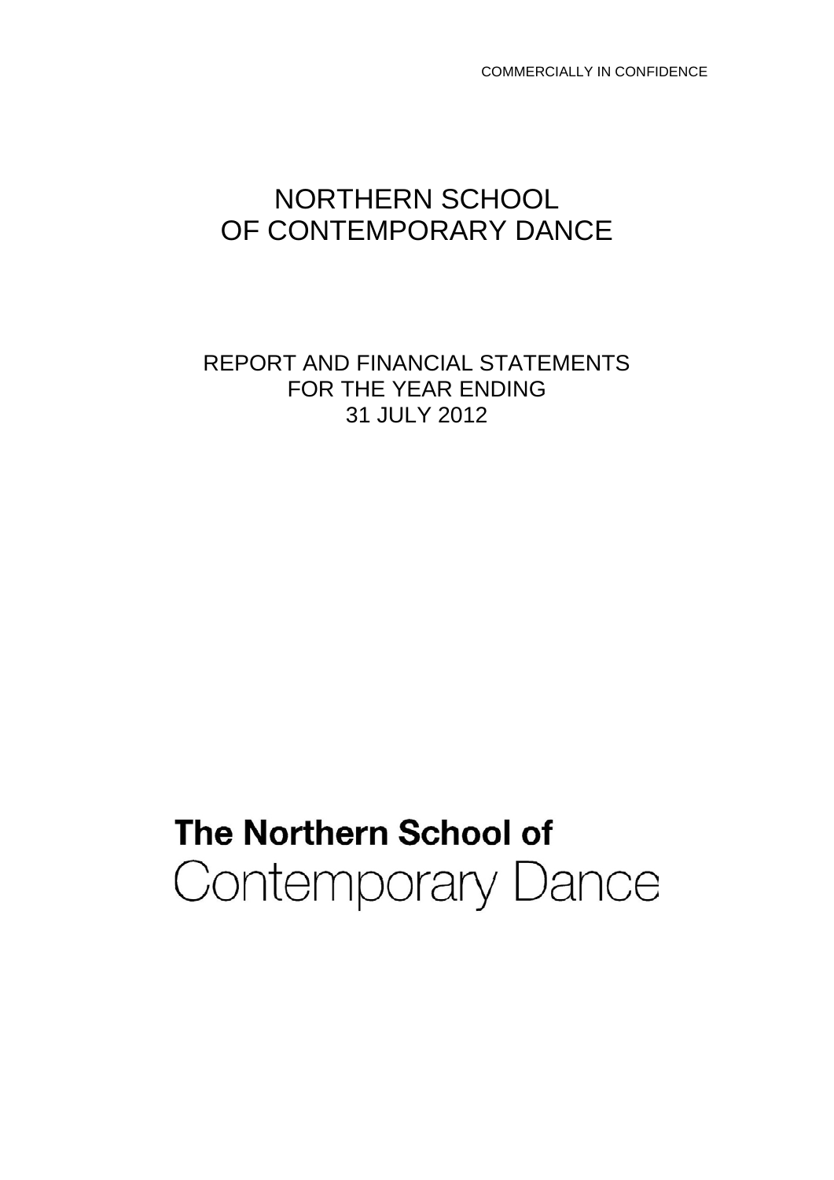COMMERCIALLY IN CONFIDENCE

# NORTHERN SCHOOL OF CONTEMPORARY DANCE

REPORT AND FINANCIAL STATEMENTS
FOR THE YEAR ENDING
31 JULY 2012

**The Northern School of**
Contemporary Dance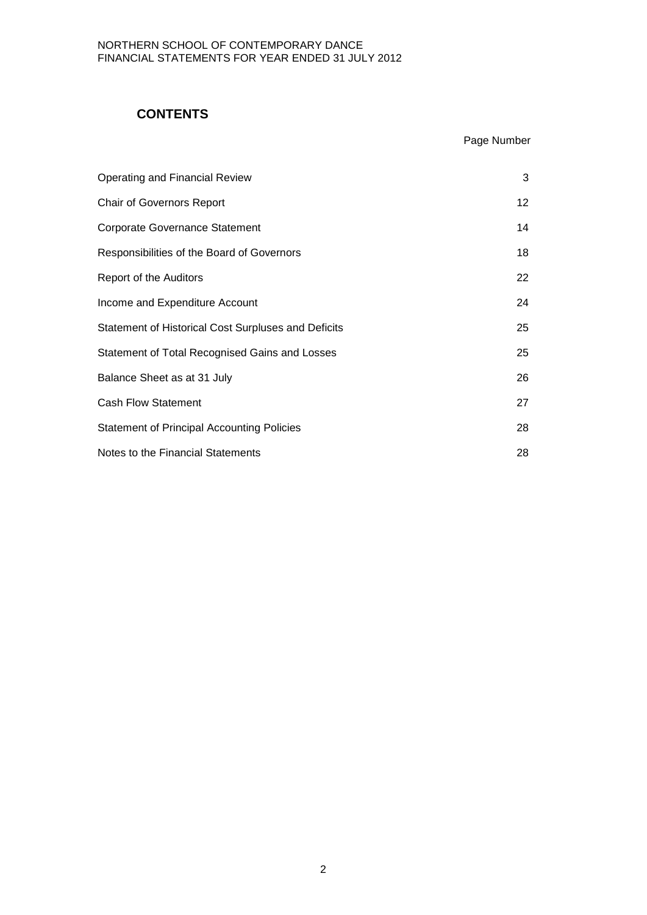## CONTENTS

| | Page Number |
|---|---|
| Operating and Financial Review | 3 |
| Chair of Governors Report | 12 |
| Corporate Governance Statement | 14 |
| Responsibilities of the Board of Governors | 18 |
| Report of the Auditors | 22 |
| Income and Expenditure Account | 24 |
| Statement of Historical Cost Surpluses and Deficits | 25 |
| Statement of Total Recognised Gains and Losses | 25 |
| Balance Sheet as at 31 July | 26 |
| Cash Flow Statement | 27 |
| Statement of Principal Accounting Policies | 28 |
| Notes to the Financial Statements | 28 |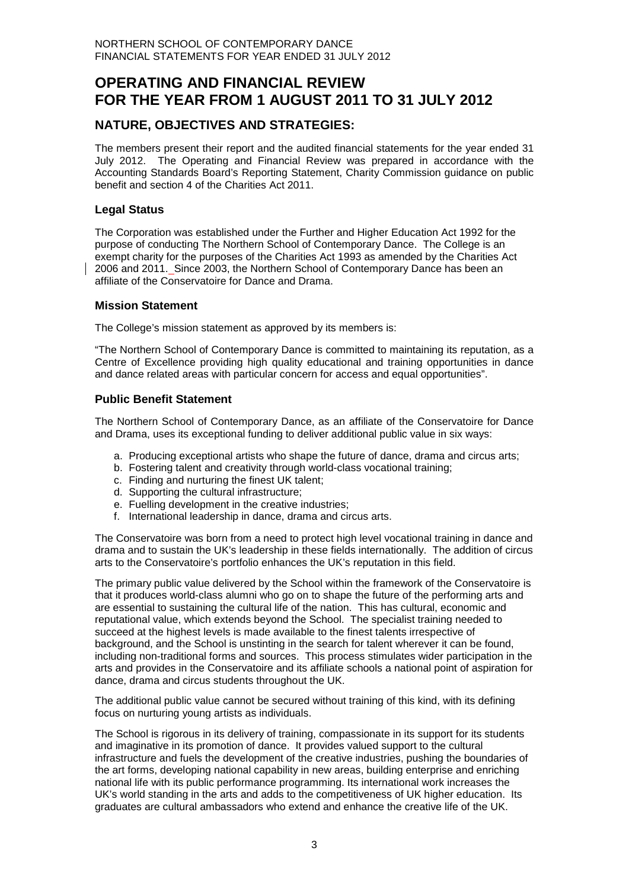# OPERATING AND FINANCIAL REVIEW FOR THE YEAR FROM 1 AUGUST 2011 TO 31 JULY 2012

## NATURE, OBJECTIVES AND STRATEGIES:

The members present their report and the audited financial statements for the year ended 31 July 2012. The Operating and Financial Review was prepared in accordance with the Accounting Standards Board's Reporting Statement, Charity Commission guidance on public benefit and section 4 of the Charities Act 2011.

### Legal Status

The Corporation was established under the Further and Higher Education Act 1992 for the purpose of conducting The Northern School of Contemporary Dance. The College is an exempt charity for the purposes of the Charities Act 1993 as amended by the Charities Act 2006 and 2011. Since 2003, the Northern School of Contemporary Dance has been an affiliate of the Conservatoire for Dance and Drama.

### Mission Statement

The College's mission statement as approved by its members is:

"The Northern School of Contemporary Dance is committed to maintaining its reputation, as a Centre of Excellence providing high quality educational and training opportunities in dance and dance related areas with particular concern for access and equal opportunities".

### Public Benefit Statement

The Northern School of Contemporary Dance, as an affiliate of the Conservatoire for Dance and Drama, uses its exceptional funding to deliver additional public value in six ways:

a. Producing exceptional artists who shape the future of dance, drama and circus arts;
b. Fostering talent and creativity through world-class vocational training;
c. Finding and nurturing the finest UK talent;
d. Supporting the cultural infrastructure;
e. Fuelling development in the creative industries;
f. International leadership in dance, drama and circus arts.

The Conservatoire was born from a need to protect high level vocational training in dance and drama and to sustain the UK's leadership in these fields internationally. The addition of circus arts to the Conservatoire's portfolio enhances the UK's reputation in this field.

The primary public value delivered by the School within the framework of the Conservatoire is that it produces world-class alumni who go on to shape the future of the performing arts and are essential to sustaining the cultural life of the nation. This has cultural, economic and reputational value, which extends beyond the School. The specialist training needed to succeed at the highest levels is made available to the finest talents irrespective of background, and the School is unstinting in the search for talent wherever it can be found, including non-traditional forms and sources. This process stimulates wider participation in the arts and provides in the Conservatoire and its affiliate schools a national point of aspiration for dance, drama and circus students throughout the UK.

The additional public value cannot be secured without training of this kind, with its defining focus on nurturing young artists as individuals.

The School is rigorous in its delivery of training, compassionate in its support for its students and imaginative in its promotion of dance. It provides valued support to the cultural infrastructure and fuels the development of the creative industries, pushing the boundaries of the art forms, developing national capability in new areas, building enterprise and enriching national life with its public performance programming. Its international work increases the UK's world standing in the arts and adds to the competitiveness of UK higher education. Its graduates are cultural ambassadors who extend and enhance the creative life of the UK.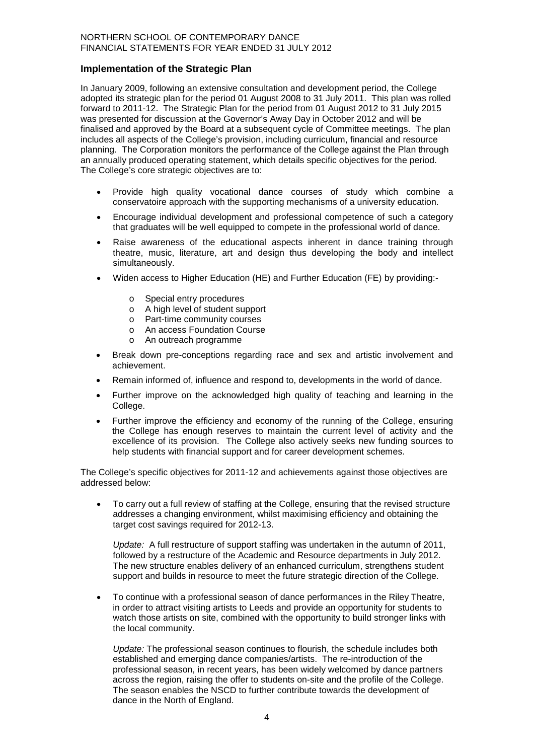## Implementation of the Strategic Plan

In January 2009, following an extensive consultation and development period, the College adopted its strategic plan for the period 01 August 2008 to 31 July 2011. This plan was rolled forward to 2011-12. The Strategic Plan for the period from 01 August 2012 to 31 July 2015 was presented for discussion at the Governor's Away Day in October 2012 and will be finalised and approved by the Board at a subsequent cycle of Committee meetings. The plan includes all aspects of the College's provision, including curriculum, financial and resource planning. The Corporation monitors the performance of the College against the Plan through an annually produced operating statement, which details specific objectives for the period. The College's core strategic objectives are to:

- Provide high quality vocational dance courses of study which combine a conservatoire approach with the supporting mechanisms of a university education.
- Encourage individual development and professional competence of such a category that graduates will be well equipped to compete in the professional world of dance.
- Raise awareness of the educational aspects inherent in dance training through theatre, music, literature, art and design thus developing the body and intellect simultaneously.
- Widen access to Higher Education (HE) and Further Education (FE) by providing:-
  - Special entry procedures
  - A high level of student support
  - Part-time community courses
  - An access Foundation Course
  - An outreach programme
- Break down pre-conceptions regarding race and sex and artistic involvement and achievement.
- Remain informed of, influence and respond to, developments in the world of dance.
- Further improve on the acknowledged high quality of teaching and learning in the College.
- Further improve the efficiency and economy of the running of the College, ensuring the College has enough reserves to maintain the current level of activity and the excellence of its provision. The College also actively seeks new funding sources to help students with financial support and for career development schemes.

The College's specific objectives for 2011-12 and achievements against those objectives are addressed below:

- To carry out a full review of staffing at the College, ensuring that the revised structure addresses a changing environment, whilst maximising efficiency and obtaining the target cost savings required for 2012-13.

  *Update:* A full restructure of support staffing was undertaken in the autumn of 2011, followed by a restructure of the Academic and Resource departments in July 2012. The new structure enables delivery of an enhanced curriculum, strengthens student support and builds in resource to meet the future strategic direction of the College.

- To continue with a professional season of dance performances in the Riley Theatre, in order to attract visiting artists to Leeds and provide an opportunity for students to watch those artists on site, combined with the opportunity to build stronger links with the local community.

  *Update:* The professional season continues to flourish, the schedule includes both established and emerging dance companies/artists. The re-introduction of the professional season, in recent years, has been widely welcomed by dance partners across the region, raising the offer to students on-site and the profile of the College. The season enables the NSCD to further contribute towards the development of dance in the North of England.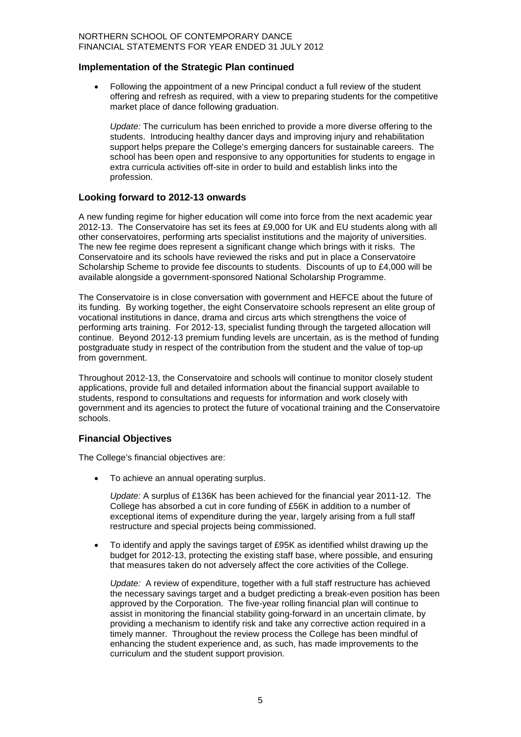## Implementation of the Strategic Plan continued

- Following the appointment of a new Principal conduct a full review of the student offering and refresh as required, with a view to preparing students for the competitive market place of dance following graduation.

  *Update:* The curriculum has been enriched to provide a more diverse offering to the students. Introducing healthy dancer days and improving injury and rehabilitation support helps prepare the College's emerging dancers for sustainable careers. The school has been open and responsive to any opportunities for students to engage in extra curricula activities off-site in order to build and establish links into the profession.

## Looking forward to 2012-13 onwards

A new funding regime for higher education will come into force from the next academic year 2012-13. The Conservatoire has set its fees at £9,000 for UK and EU students along with all other conservatoires, performing arts specialist institutions and the majority of universities. The new fee regime does represent a significant change which brings with it risks. The Conservatoire and its schools have reviewed the risks and put in place a Conservatoire Scholarship Scheme to provide fee discounts to students. Discounts of up to £4,000 will be available alongside a government-sponsored National Scholarship Programme.

The Conservatoire is in close conversation with government and HEFCE about the future of its funding. By working together, the eight Conservatoire schools represent an elite group of vocational institutions in dance, drama and circus arts which strengthens the voice of performing arts training. For 2012-13, specialist funding through the targeted allocation will continue. Beyond 2012-13 premium funding levels are uncertain, as is the method of funding postgraduate study in respect of the contribution from the student and the value of top-up from government.

Throughout 2012-13, the Conservatoire and schools will continue to monitor closely student applications, provide full and detailed information about the financial support available to students, respond to consultations and requests for information and work closely with government and its agencies to protect the future of vocational training and the Conservatoire schools.

## Financial Objectives

The College's financial objectives are:

- To achieve an annual operating surplus.

  *Update:* A surplus of £136K has been achieved for the financial year 2011-12. The College has absorbed a cut in core funding of £56K in addition to a number of exceptional items of expenditure during the year, largely arising from a full staff restructure and special projects being commissioned.

- To identify and apply the savings target of £95K as identified whilst drawing up the budget for 2012-13, protecting the existing staff base, where possible, and ensuring that measures taken do not adversely affect the core activities of the College.

  *Update:* A review of expenditure, together with a full staff restructure has achieved the necessary savings target and a budget predicting a break-even position has been approved by the Corporation. The five-year rolling financial plan will continue to assist in monitoring the financial stability going-forward in an uncertain climate, by providing a mechanism to identify risk and take any corrective action required in a timely manner. Throughout the review process the College has been mindful of enhancing the student experience and, as such, has made improvements to the curriculum and the student support provision.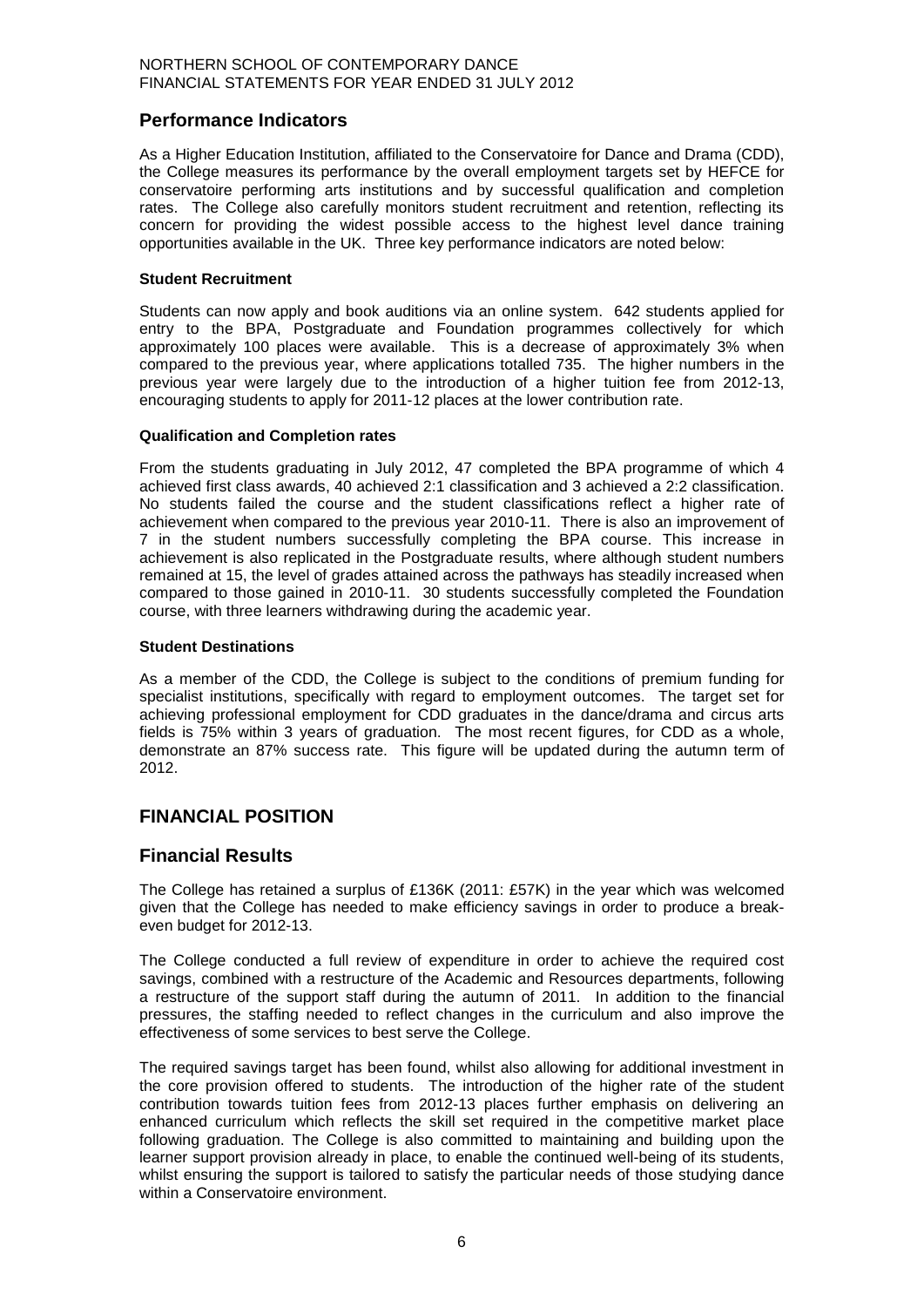## Performance Indicators

As a Higher Education Institution, affiliated to the Conservatoire for Dance and Drama (CDD), the College measures its performance by the overall employment targets set by HEFCE for conservatoire performing arts institutions and by successful qualification and completion rates. The College also carefully monitors student recruitment and retention, reflecting its concern for providing the widest possible access to the highest level dance training opportunities available in the UK. Three key performance indicators are noted below:

### Student Recruitment

Students can now apply and book auditions via an online system. 642 students applied for entry to the BPA, Postgraduate and Foundation programmes collectively for which approximately 100 places were available. This is a decrease of approximately 3% when compared to the previous year, where applications totalled 735. The higher numbers in the previous year were largely due to the introduction of a higher tuition fee from 2012-13, encouraging students to apply for 2011-12 places at the lower contribution rate.

### Qualification and Completion rates

From the students graduating in July 2012, 47 completed the BPA programme of which 4 achieved first class awards, 40 achieved 2:1 classification and 3 achieved a 2:2 classification. No students failed the course and the student classifications reflect a higher rate of achievement when compared to the previous year 2010-11. There is also an improvement of 7 in the student numbers successfully completing the BPA course. This increase in achievement is also replicated in the Postgraduate results, where although student numbers remained at 15, the level of grades attained across the pathways has steadily increased when compared to those gained in 2010-11. 30 students successfully completed the Foundation course, with three learners withdrawing during the academic year.

### Student Destinations

As a member of the CDD, the College is subject to the conditions of premium funding for specialist institutions, specifically with regard to employment outcomes. The target set for achieving professional employment for CDD graduates in the dance/drama and circus arts fields is 75% within 3 years of graduation. The most recent figures, for CDD as a whole, demonstrate an 87% success rate. This figure will be updated during the autumn term of 2012.

# FINANCIAL POSITION

## Financial Results

The College has retained a surplus of £136K (2011: £57K) in the year which was welcomed given that the College has needed to make efficiency savings in order to produce a break-even budget for 2012-13.

The College conducted a full review of expenditure in order to achieve the required cost savings, combined with a restructure of the Academic and Resources departments, following a restructure of the support staff during the autumn of 2011. In addition to the financial pressures, the staffing needed to reflect changes in the curriculum and also improve the effectiveness of some services to best serve the College.

The required savings target has been found, whilst also allowing for additional investment in the core provision offered to students. The introduction of the higher rate of the student contribution towards tuition fees from 2012-13 places further emphasis on delivering an enhanced curriculum which reflects the skill set required in the competitive market place following graduation. The College is also committed to maintaining and building upon the learner support provision already in place, to enable the continued well-being of its students, whilst ensuring the support is tailored to satisfy the particular needs of those studying dance within a Conservatoire environment.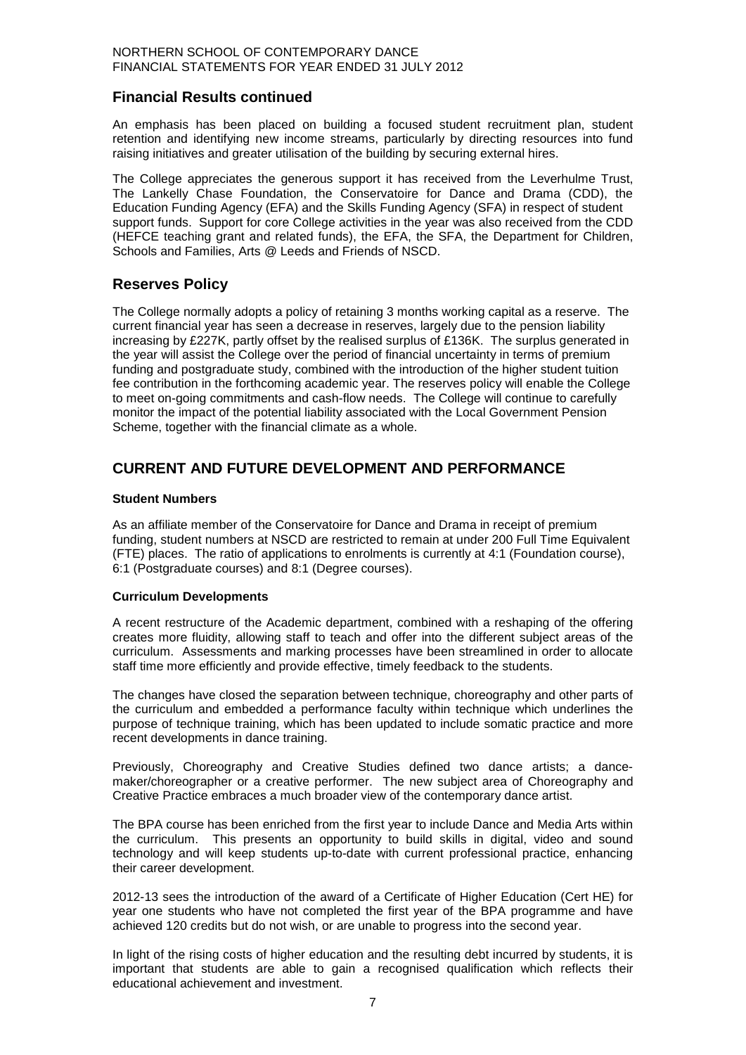## Financial Results continued

An emphasis has been placed on building a focused student recruitment plan, student retention and identifying new income streams, particularly by directing resources into fund raising initiatives and greater utilisation of the building by securing external hires.

The College appreciates the generous support it has received from the Leverhulme Trust, The Lankelly Chase Foundation, the Conservatoire for Dance and Drama (CDD), the Education Funding Agency (EFA) and the Skills Funding Agency (SFA) in respect of student support funds. Support for core College activities in the year was also received from the CDD (HEFCE teaching grant and related funds), the EFA, the SFA, the Department for Children, Schools and Families, Arts @ Leeds and Friends of NSCD.

## Reserves Policy

The College normally adopts a policy of retaining 3 months working capital as a reserve. The current financial year has seen a decrease in reserves, largely due to the pension liability increasing by £227K, partly offset by the realised surplus of £136K. The surplus generated in the year will assist the College over the period of financial uncertainty in terms of premium funding and postgraduate study, combined with the introduction of the higher student tuition fee contribution in the forthcoming academic year. The reserves policy will enable the College to meet on-going commitments and cash-flow needs. The College will continue to carefully monitor the impact of the potential liability associated with the Local Government Pension Scheme, together with the financial climate as a whole.

## CURRENT AND FUTURE DEVELOPMENT AND PERFORMANCE

### Student Numbers

As an affiliate member of the Conservatoire for Dance and Drama in receipt of premium funding, student numbers at NSCD are restricted to remain at under 200 Full Time Equivalent (FTE) places. The ratio of applications to enrolments is currently at 4:1 (Foundation course), 6:1 (Postgraduate courses) and 8:1 (Degree courses).

### Curriculum Developments

A recent restructure of the Academic department, combined with a reshaping of the offering creates more fluidity, allowing staff to teach and offer into the different subject areas of the curriculum. Assessments and marking processes have been streamlined in order to allocate staff time more efficiently and provide effective, timely feedback to the students.

The changes have closed the separation between technique, choreography and other parts of the curriculum and embedded a performance faculty within technique which underlines the purpose of technique training, which has been updated to include somatic practice and more recent developments in dance training.

Previously, Choreography and Creative Studies defined two dance artists; a dance-maker/choreographer or a creative performer. The new subject area of Choreography and Creative Practice embraces a much broader view of the contemporary dance artist.

The BPA course has been enriched from the first year to include Dance and Media Arts within the curriculum. This presents an opportunity to build skills in digital, video and sound technology and will keep students up-to-date with current professional practice, enhancing their career development.

2012-13 sees the introduction of the award of a Certificate of Higher Education (Cert HE) for year one students who have not completed the first year of the BPA programme and have achieved 120 credits but do not wish, or are unable to progress into the second year.

In light of the rising costs of higher education and the resulting debt incurred by students, it is important that students are able to gain a recognised qualification which reflects their educational achievement and investment.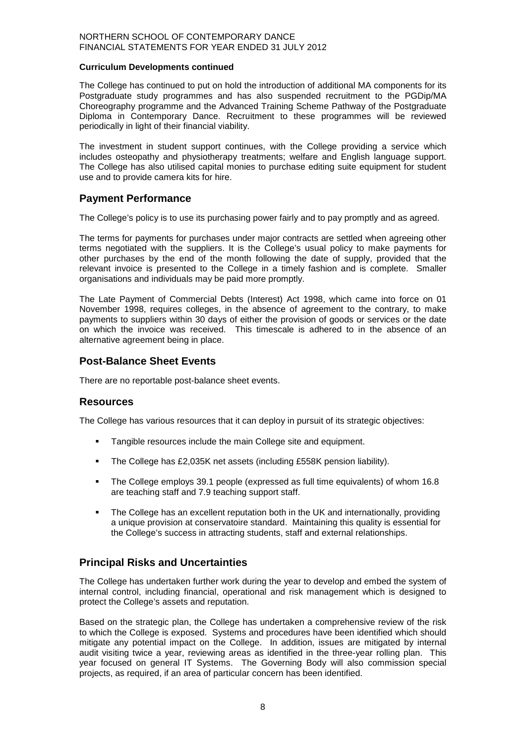**Curriculum Developments continued**

The College has continued to put on hold the introduction of additional MA components for its Postgraduate study programmes and has also suspended recruitment to the PGDip/MA Choreography programme and the Advanced Training Scheme Pathway of the Postgraduate Diploma in Contemporary Dance. Recruitment to these programmes will be reviewed periodically in light of their financial viability.

The investment in student support continues, with the College providing a service which includes osteopathy and physiotherapy treatments; welfare and English language support. The College has also utilised capital monies to purchase editing suite equipment for student use and to provide camera kits for hire.

## Payment Performance

The College's policy is to use its purchasing power fairly and to pay promptly and as agreed.

The terms for payments for purchases under major contracts are settled when agreeing other terms negotiated with the suppliers. It is the College's usual policy to make payments for other purchases by the end of the month following the date of supply, provided that the relevant invoice is presented to the College in a timely fashion and is complete. Smaller organisations and individuals may be paid more promptly.

The Late Payment of Commercial Debts (Interest) Act 1998, which came into force on 01 November 1998, requires colleges, in the absence of agreement to the contrary, to make payments to suppliers within 30 days of either the provision of goods or services or the date on which the invoice was received. This timescale is adhered to in the absence of an alternative agreement being in place.

## Post-Balance Sheet Events

There are no reportable post-balance sheet events.

## Resources

The College has various resources that it can deploy in pursuit of its strategic objectives:

- Tangible resources include the main College site and equipment.
- The College has £2,035K net assets (including £558K pension liability).
- The College employs 39.1 people (expressed as full time equivalents) of whom 16.8 are teaching staff and 7.9 teaching support staff.
- The College has an excellent reputation both in the UK and internationally, providing a unique provision at conservatoire standard. Maintaining this quality is essential for the College's success in attracting students, staff and external relationships.

## Principal Risks and Uncertainties

The College has undertaken further work during the year to develop and embed the system of internal control, including financial, operational and risk management which is designed to protect the College's assets and reputation.

Based on the strategic plan, the College has undertaken a comprehensive review of the risk to which the College is exposed. Systems and procedures have been identified which should mitigate any potential impact on the College. In addition, issues are mitigated by internal audit visiting twice a year, reviewing areas as identified in the three-year rolling plan. This year focused on general IT Systems. The Governing Body will also commission special projects, as required, if an area of particular concern has been identified.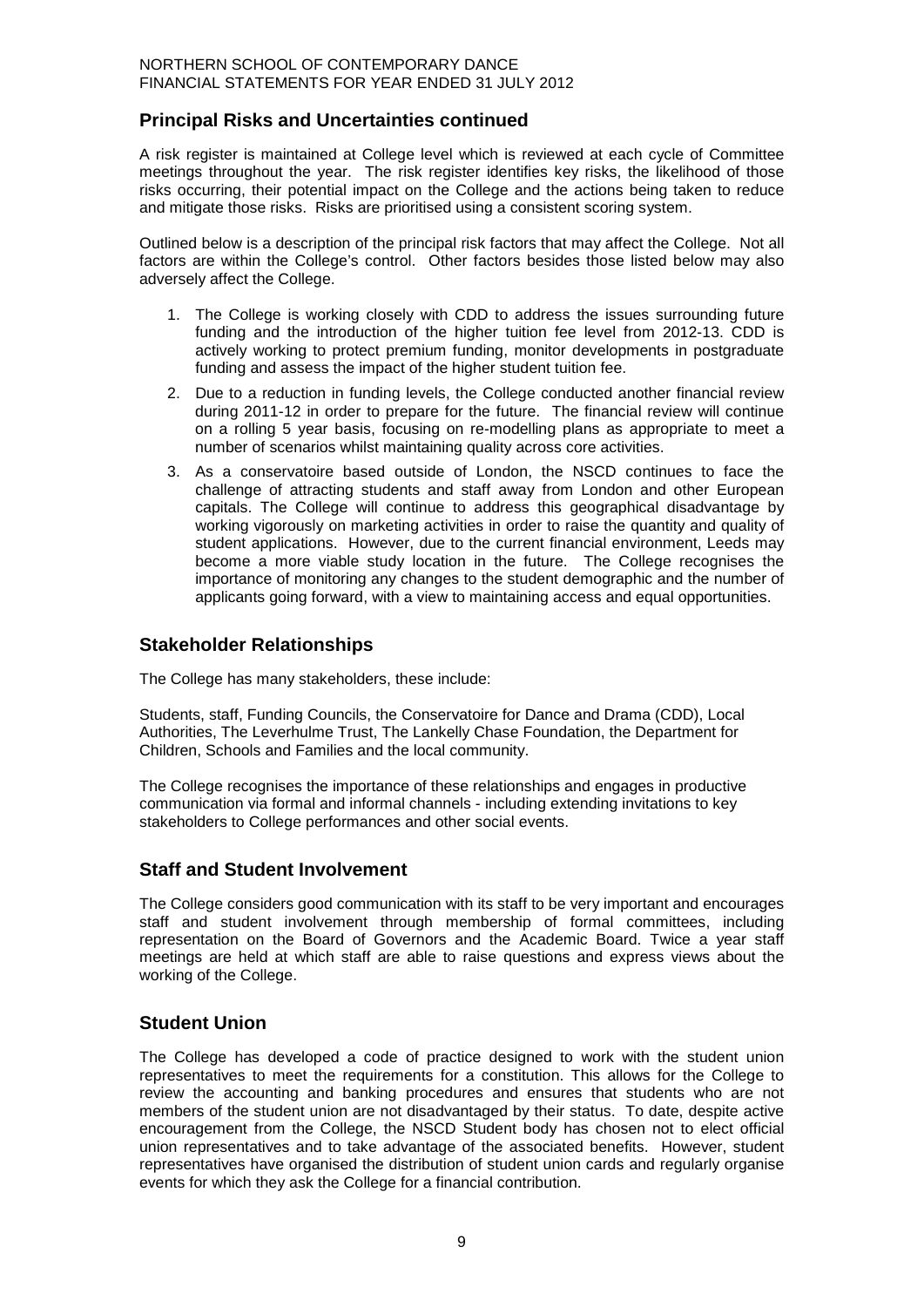## Principal Risks and Uncertainties continued

A risk register is maintained at College level which is reviewed at each cycle of Committee meetings throughout the year. The risk register identifies key risks, the likelihood of those risks occurring, their potential impact on the College and the actions being taken to reduce and mitigate those risks. Risks are prioritised using a consistent scoring system.

Outlined below is a description of the principal risk factors that may affect the College. Not all factors are within the College's control. Other factors besides those listed below may also adversely affect the College.

1. The College is working closely with CDD to address the issues surrounding future funding and the introduction of the higher tuition fee level from 2012-13. CDD is actively working to protect premium funding, monitor developments in postgraduate funding and assess the impact of the higher student tuition fee.
2. Due to a reduction in funding levels, the College conducted another financial review during 2011-12 in order to prepare for the future. The financial review will continue on a rolling 5 year basis, focusing on re-modelling plans as appropriate to meet a number of scenarios whilst maintaining quality across core activities.
3. As a conservatoire based outside of London, the NSCD continues to face the challenge of attracting students and staff away from London and other European capitals. The College will continue to address this geographical disadvantage by working vigorously on marketing activities in order to raise the quantity and quality of student applications. However, due to the current financial environment, Leeds may become a more viable study location in the future. The College recognises the importance of monitoring any changes to the student demographic and the number of applicants going forward, with a view to maintaining access and equal opportunities.

## Stakeholder Relationships

The College has many stakeholders, these include:

Students, staff, Funding Councils, the Conservatoire for Dance and Drama (CDD), Local Authorities, The Leverhulme Trust, The Lankelly Chase Foundation, the Department for Children, Schools and Families and the local community.

The College recognises the importance of these relationships and engages in productive communication via formal and informal channels - including extending invitations to key stakeholders to College performances and other social events.

## Staff and Student Involvement

The College considers good communication with its staff to be very important and encourages staff and student involvement through membership of formal committees, including representation on the Board of Governors and the Academic Board. Twice a year staff meetings are held at which staff are able to raise questions and express views about the working of the College.

## Student Union

The College has developed a code of practice designed to work with the student union representatives to meet the requirements for a constitution. This allows for the College to review the accounting and banking procedures and ensures that students who are not members of the student union are not disadvantaged by their status. To date, despite active encouragement from the College, the NSCD Student body has chosen not to elect official union representatives and to take advantage of the associated benefits. However, student representatives have organised the distribution of student union cards and regularly organise events for which they ask the College for a financial contribution.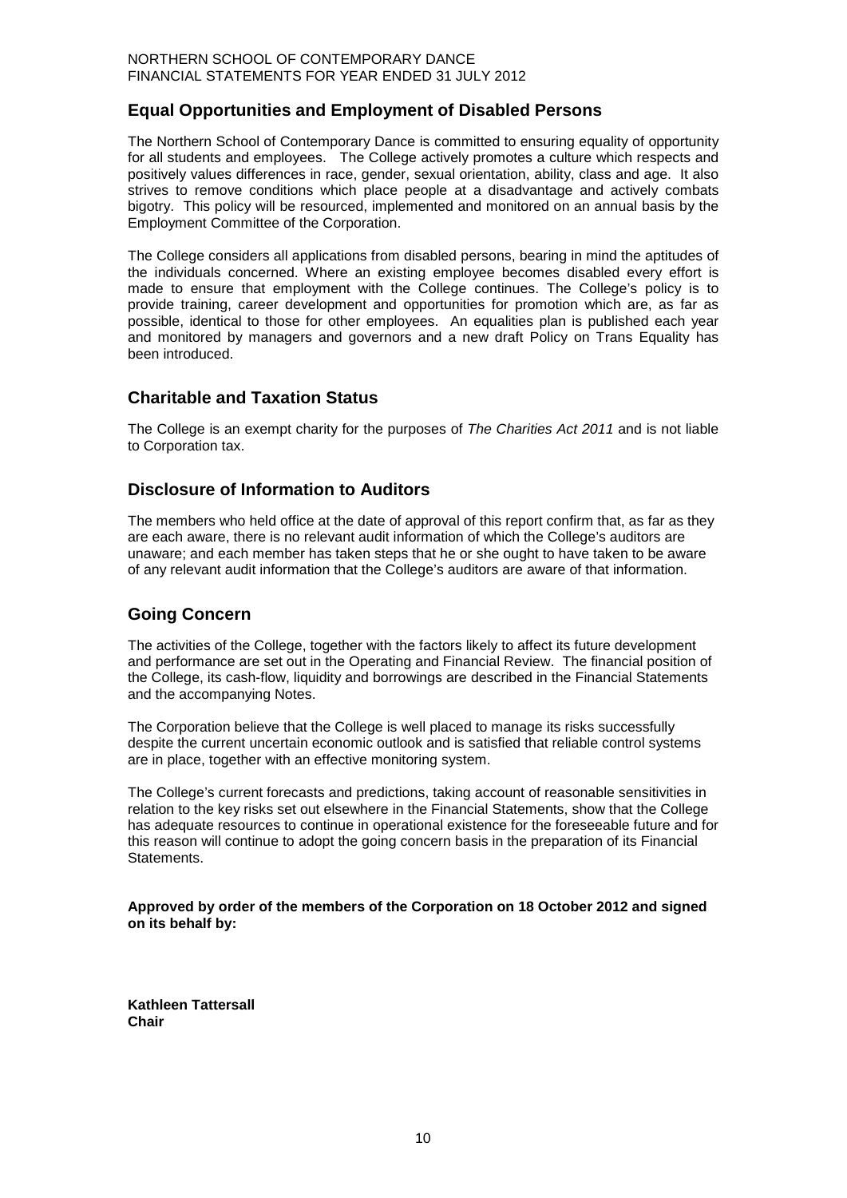## Equal Opportunities and Employment of Disabled Persons

The Northern School of Contemporary Dance is committed to ensuring equality of opportunity for all students and employees. The College actively promotes a culture which respects and positively values differences in race, gender, sexual orientation, ability, class and age. It also strives to remove conditions which place people at a disadvantage and actively combats bigotry. This policy will be resourced, implemented and monitored on an annual basis by the Employment Committee of the Corporation.

The College considers all applications from disabled persons, bearing in mind the aptitudes of the individuals concerned. Where an existing employee becomes disabled every effort is made to ensure that employment with the College continues. The College's policy is to provide training, career development and opportunities for promotion which are, as far as possible, identical to those for other employees. An equalities plan is published each year and monitored by managers and governors and a new draft Policy on Trans Equality has been introduced.

## Charitable and Taxation Status

The College is an exempt charity for the purposes of *The Charities Act 2011* and is not liable to Corporation tax.

## Disclosure of Information to Auditors

The members who held office at the date of approval of this report confirm that, as far as they are each aware, there is no relevant audit information of which the College's auditors are unaware; and each member has taken steps that he or she ought to have taken to be aware of any relevant audit information that the College's auditors are aware of that information.

## Going Concern

The activities of the College, together with the factors likely to affect its future development and performance are set out in the Operating and Financial Review. The financial position of the College, its cash-flow, liquidity and borrowings are described in the Financial Statements and the accompanying Notes.

The Corporation believe that the College is well placed to manage its risks successfully despite the current uncertain economic outlook and is satisfied that reliable control systems are in place, together with an effective monitoring system.

The College's current forecasts and predictions, taking account of reasonable sensitivities in relation to the key risks set out elsewhere in the Financial Statements, show that the College has adequate resources to continue in operational existence for the foreseeable future and for this reason will continue to adopt the going concern basis in the preparation of its Financial Statements.

**Approved by order of the members of the Corporation on 18 October 2012 and signed on its behalf by:**

**Kathleen Tattersall**
**Chair**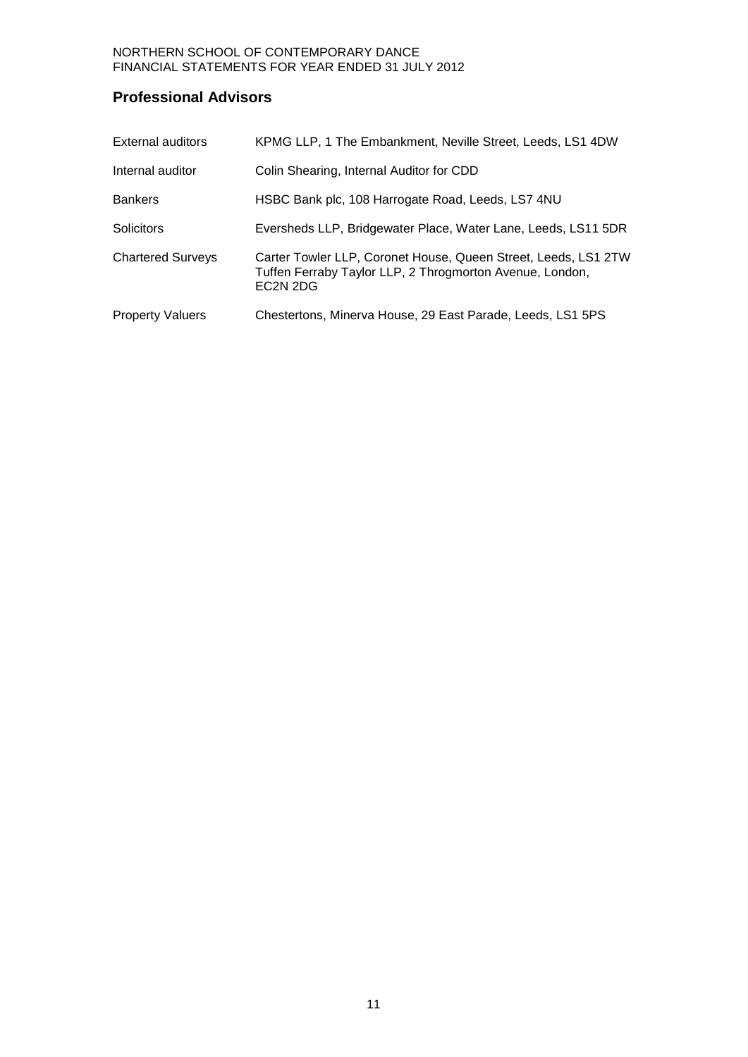## Professional Advisors

| | |
|---|---|
| External auditors | KPMG LLP, 1 The Embankment, Neville Street, Leeds, LS1 4DW |
| Internal auditor | Colin Shearing, Internal Auditor for CDD |
| Bankers | HSBC Bank plc, 108 Harrogate Road, Leeds, LS7 4NU |
| Solicitors | Eversheds LLP, Bridgewater Place, Water Lane, Leeds, LS11 5DR |
| Chartered Surveys | Carter Towler LLP, Coronet House, Queen Street, Leeds, LS1 2TW<br>Tuffen Ferraby Taylor LLP, 2 Throgmorton Avenue, London, EC2N 2DG |
| Property Valuers | Chestertons, Minerva House, 29 East Parade, Leeds, LS1 5PS |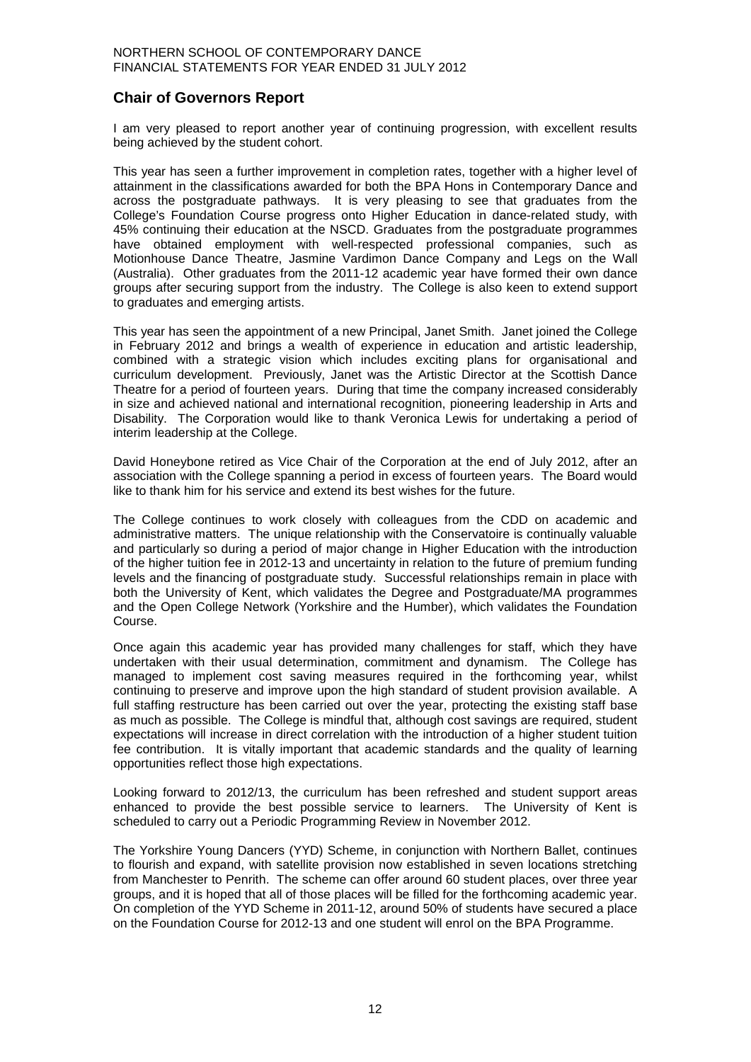## Chair of Governors Report

I am very pleased to report another year of continuing progression, with excellent results being achieved by the student cohort.

This year has seen a further improvement in completion rates, together with a higher level of attainment in the classifications awarded for both the BPA Hons in Contemporary Dance and across the postgraduate pathways. It is very pleasing to see that graduates from the College's Foundation Course progress onto Higher Education in dance-related study, with 45% continuing their education at the NSCD. Graduates from the postgraduate programmes have obtained employment with well-respected professional companies, such as Motionhouse Dance Theatre, Jasmine Vardimon Dance Company and Legs on the Wall (Australia). Other graduates from the 2011-12 academic year have formed their own dance groups after securing support from the industry. The College is also keen to extend support to graduates and emerging artists.

This year has seen the appointment of a new Principal, Janet Smith. Janet joined the College in February 2012 and brings a wealth of experience in education and artistic leadership, combined with a strategic vision which includes exciting plans for organisational and curriculum development. Previously, Janet was the Artistic Director at the Scottish Dance Theatre for a period of fourteen years. During that time the company increased considerably in size and achieved national and international recognition, pioneering leadership in Arts and Disability. The Corporation would like to thank Veronica Lewis for undertaking a period of interim leadership at the College.

David Honeybone retired as Vice Chair of the Corporation at the end of July 2012, after an association with the College spanning a period in excess of fourteen years. The Board would like to thank him for his service and extend its best wishes for the future.

The College continues to work closely with colleagues from the CDD on academic and administrative matters. The unique relationship with the Conservatoire is continually valuable and particularly so during a period of major change in Higher Education with the introduction of the higher tuition fee in 2012-13 and uncertainty in relation to the future of premium funding levels and the financing of postgraduate study. Successful relationships remain in place with both the University of Kent, which validates the Degree and Postgraduate/MA programmes and the Open College Network (Yorkshire and the Humber), which validates the Foundation Course.

Once again this academic year has provided many challenges for staff, which they have undertaken with their usual determination, commitment and dynamism. The College has managed to implement cost saving measures required in the forthcoming year, whilst continuing to preserve and improve upon the high standard of student provision available. A full staffing restructure has been carried out over the year, protecting the existing staff base as much as possible. The College is mindful that, although cost savings are required, student expectations will increase in direct correlation with the introduction of a higher student tuition fee contribution. It is vitally important that academic standards and the quality of learning opportunities reflect those high expectations.

Looking forward to 2012/13, the curriculum has been refreshed and student support areas enhanced to provide the best possible service to learners. The University of Kent is scheduled to carry out a Periodic Programming Review in November 2012.

The Yorkshire Young Dancers (YYD) Scheme, in conjunction with Northern Ballet, continues to flourish and expand, with satellite provision now established in seven locations stretching from Manchester to Penrith. The scheme can offer around 60 student places, over three year groups, and it is hoped that all of those places will be filled for the forthcoming academic year. On completion of the YYD Scheme in 2011-12, around 50% of students have secured a place on the Foundation Course for 2012-13 and one student will enrol on the BPA Programme.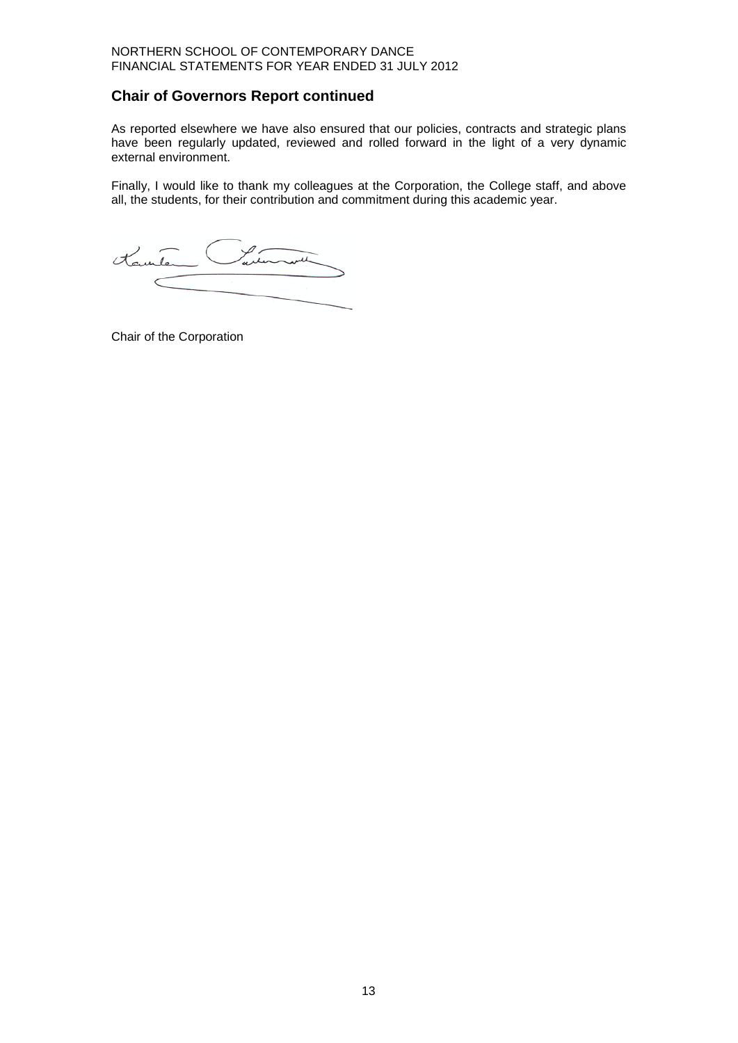## Chair of Governors Report continued

As reported elsewhere we have also ensured that our policies, contracts and strategic plans have been regularly updated, reviewed and rolled forward in the light of a very dynamic external environment.

Finally, I would like to thank my colleagues at the Corporation, the College staff, and above all, the students, for their contribution and commitment during this academic year.

Chair of the Corporation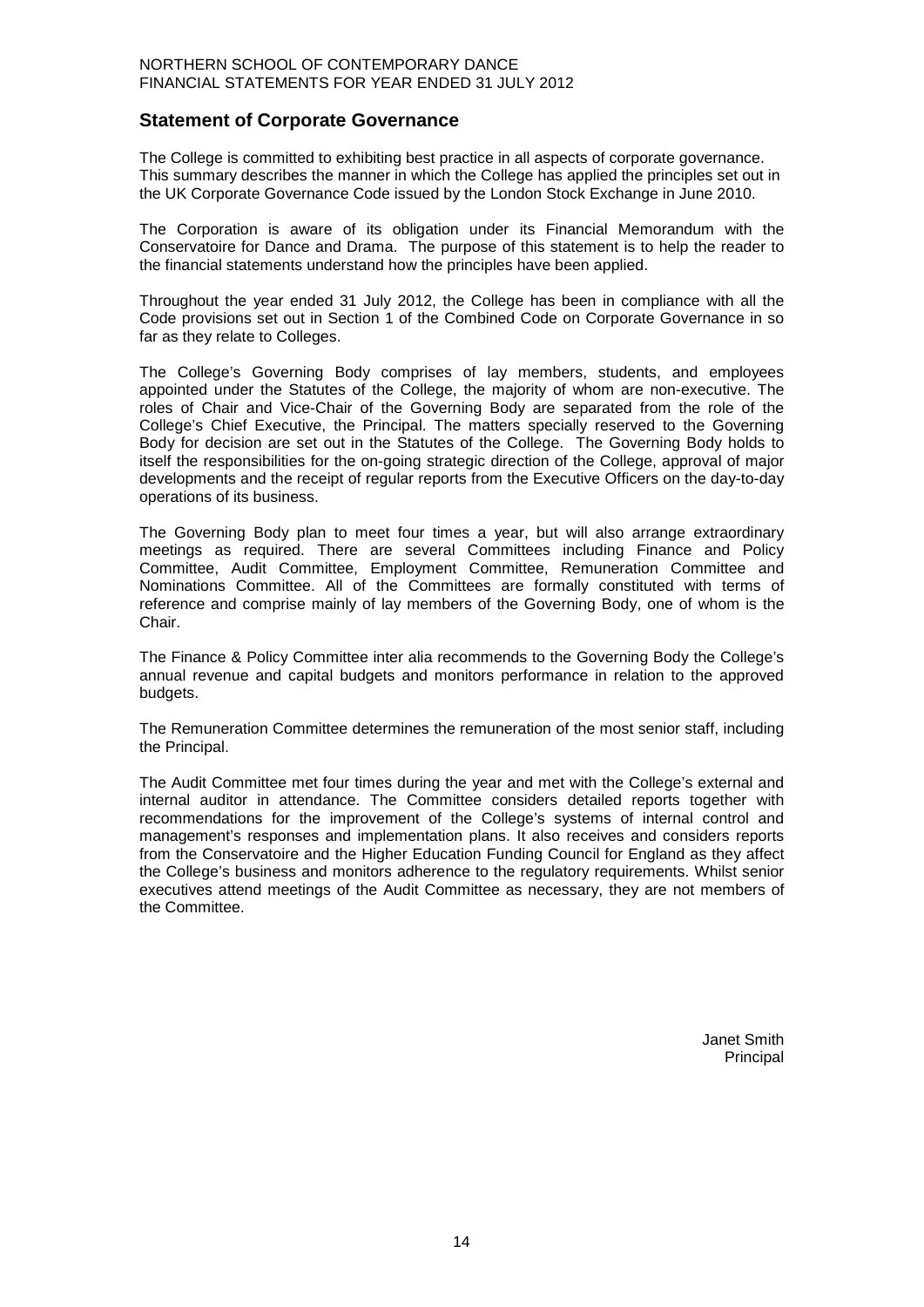## Statement of Corporate Governance

The College is committed to exhibiting best practice in all aspects of corporate governance. This summary describes the manner in which the College has applied the principles set out in the UK Corporate Governance Code issued by the London Stock Exchange in June 2010.

The Corporation is aware of its obligation under its Financial Memorandum with the Conservatoire for Dance and Drama. The purpose of this statement is to help the reader to the financial statements understand how the principles have been applied.

Throughout the year ended 31 July 2012, the College has been in compliance with all the Code provisions set out in Section 1 of the Combined Code on Corporate Governance in so far as they relate to Colleges.

The College's Governing Body comprises of lay members, students, and employees appointed under the Statutes of the College, the majority of whom are non-executive. The roles of Chair and Vice-Chair of the Governing Body are separated from the role of the College's Chief Executive, the Principal. The matters specially reserved to the Governing Body for decision are set out in the Statutes of the College. The Governing Body holds to itself the responsibilities for the on-going strategic direction of the College, approval of major developments and the receipt of regular reports from the Executive Officers on the day-to-day operations of its business.

The Governing Body plan to meet four times a year, but will also arrange extraordinary meetings as required. There are several Committees including Finance and Policy Committee, Audit Committee, Employment Committee, Remuneration Committee and Nominations Committee. All of the Committees are formally constituted with terms of reference and comprise mainly of lay members of the Governing Body, one of whom is the Chair.

The Finance & Policy Committee inter alia recommends to the Governing Body the College's annual revenue and capital budgets and monitors performance in relation to the approved budgets.

The Remuneration Committee determines the remuneration of the most senior staff, including the Principal.

The Audit Committee met four times during the year and met with the College's external and internal auditor in attendance. The Committee considers detailed reports together with recommendations for the improvement of the College's systems of internal control and management's responses and implementation plans. It also receives and considers reports from the Conservatoire and the Higher Education Funding Council for England as they affect the College's business and monitors adherence to the regulatory requirements. Whilst senior executives attend meetings of the Audit Committee as necessary, they are not members of the Committee.

Janet Smith
Principal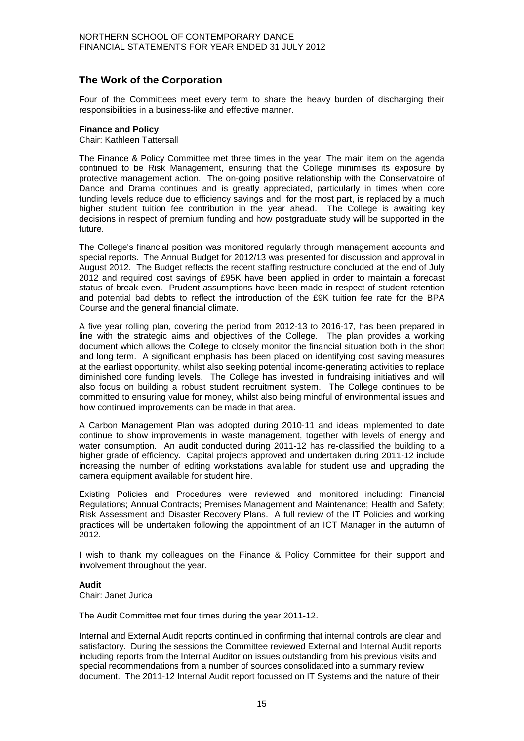## The Work of the Corporation

Four of the Committees meet every term to share the heavy burden of discharging their responsibilities in a business-like and effective manner.

**Finance and Policy**
Chair: Kathleen Tattersall

The Finance & Policy Committee met three times in the year. The main item on the agenda continued to be Risk Management, ensuring that the College minimises its exposure by protective management action. The on-going positive relationship with the Conservatoire of Dance and Drama continues and is greatly appreciated, particularly in times when core funding levels reduce due to efficiency savings and, for the most part, is replaced by a much higher student tuition fee contribution in the year ahead. The College is awaiting key decisions in respect of premium funding and how postgraduate study will be supported in the future.

The College's financial position was monitored regularly through management accounts and special reports. The Annual Budget for 2012/13 was presented for discussion and approval in August 2012. The Budget reflects the recent staffing restructure concluded at the end of July 2012 and required cost savings of £95K have been applied in order to maintain a forecast status of break-even. Prudent assumptions have been made in respect of student retention and potential bad debts to reflect the introduction of the £9K tuition fee rate for the BPA Course and the general financial climate.

A five year rolling plan, covering the period from 2012-13 to 2016-17, has been prepared in line with the strategic aims and objectives of the College. The plan provides a working document which allows the College to closely monitor the financial situation both in the short and long term. A significant emphasis has been placed on identifying cost saving measures at the earliest opportunity, whilst also seeking potential income-generating activities to replace diminished core funding levels. The College has invested in fundraising initiatives and will also focus on building a robust student recruitment system. The College continues to be committed to ensuring value for money, whilst also being mindful of environmental issues and how continued improvements can be made in that area.

A Carbon Management Plan was adopted during 2010-11 and ideas implemented to date continue to show improvements in waste management, together with levels of energy and water consumption. An audit conducted during 2011-12 has re-classified the building to a higher grade of efficiency. Capital projects approved and undertaken during 2011-12 include increasing the number of editing workstations available for student use and upgrading the camera equipment available for student hire.

Existing Policies and Procedures were reviewed and monitored including: Financial Regulations; Annual Contracts; Premises Management and Maintenance; Health and Safety; Risk Assessment and Disaster Recovery Plans. A full review of the IT Policies and working practices will be undertaken following the appointment of an ICT Manager in the autumn of 2012.

I wish to thank my colleagues on the Finance & Policy Committee for their support and involvement throughout the year.

**Audit**
Chair: Janet Jurica

The Audit Committee met four times during the year 2011-12.

Internal and External Audit reports continued in confirming that internal controls are clear and satisfactory. During the sessions the Committee reviewed External and Internal Audit reports including reports from the Internal Auditor on issues outstanding from his previous visits and special recommendations from a number of sources consolidated into a summary review document. The 2011-12 Internal Audit report focussed on IT Systems and the nature of their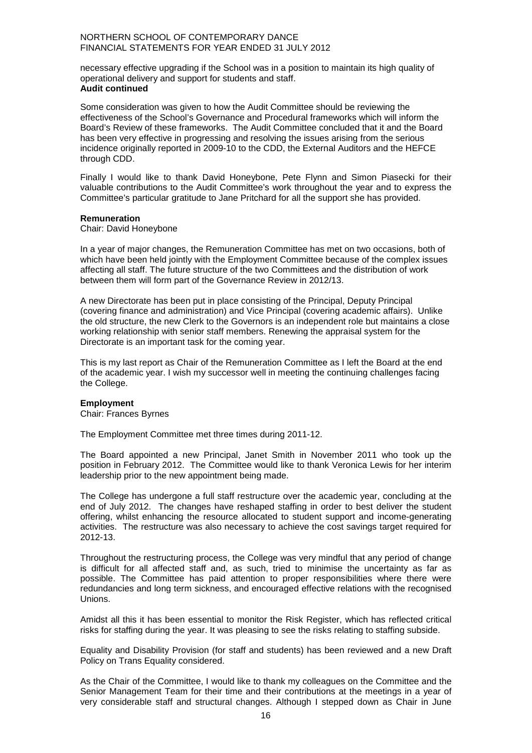necessary effective upgrading if the School was in a position to maintain its high quality of operational delivery and support for students and staff.

**Audit continued**

Some consideration was given to how the Audit Committee should be reviewing the effectiveness of the School's Governance and Procedural frameworks which will inform the Board's Review of these frameworks. The Audit Committee concluded that it and the Board has been very effective in progressing and resolving the issues arising from the serious incidence originally reported in 2009-10 to the CDD, the External Auditors and the HEFCE through CDD.

Finally I would like to thank David Honeybone, Pete Flynn and Simon Piasecki for their valuable contributions to the Audit Committee's work throughout the year and to express the Committee's particular gratitude to Jane Pritchard for all the support she has provided.

**Remuneration**

Chair: David Honeybone

In a year of major changes, the Remuneration Committee has met on two occasions, both of which have been held jointly with the Employment Committee because of the complex issues affecting all staff. The future structure of the two Committees and the distribution of work between them will form part of the Governance Review in 2012/13.

A new Directorate has been put in place consisting of the Principal, Deputy Principal (covering finance and administration) and Vice Principal (covering academic affairs). Unlike the old structure, the new Clerk to the Governors is an independent role but maintains a close working relationship with senior staff members. Renewing the appraisal system for the Directorate is an important task for the coming year.

This is my last report as Chair of the Remuneration Committee as I left the Board at the end of the academic year. I wish my successor well in meeting the continuing challenges facing the College.

**Employment**

Chair: Frances Byrnes

The Employment Committee met three times during 2011-12.

The Board appointed a new Principal, Janet Smith in November 2011 who took up the position in February 2012. The Committee would like to thank Veronica Lewis for her interim leadership prior to the new appointment being made.

The College has undergone a full staff restructure over the academic year, concluding at the end of July 2012. The changes have reshaped staffing in order to best deliver the student offering, whilst enhancing the resource allocated to student support and income-generating activities. The restructure was also necessary to achieve the cost savings target required for 2012-13.

Throughout the restructuring process, the College was very mindful that any period of change is difficult for all affected staff and, as such, tried to minimise the uncertainty as far as possible. The Committee has paid attention to proper responsibilities where there were redundancies and long term sickness, and encouraged effective relations with the recognised Unions.

Amidst all this it has been essential to monitor the Risk Register, which has reflected critical risks for staffing during the year. It was pleasing to see the risks relating to staffing subside.

Equality and Disability Provision (for staff and students) has been reviewed and a new Draft Policy on Trans Equality considered.

As the Chair of the Committee, I would like to thank my colleagues on the Committee and the Senior Management Team for their time and their contributions at the meetings in a year of very considerable staff and structural changes. Although I stepped down as Chair in June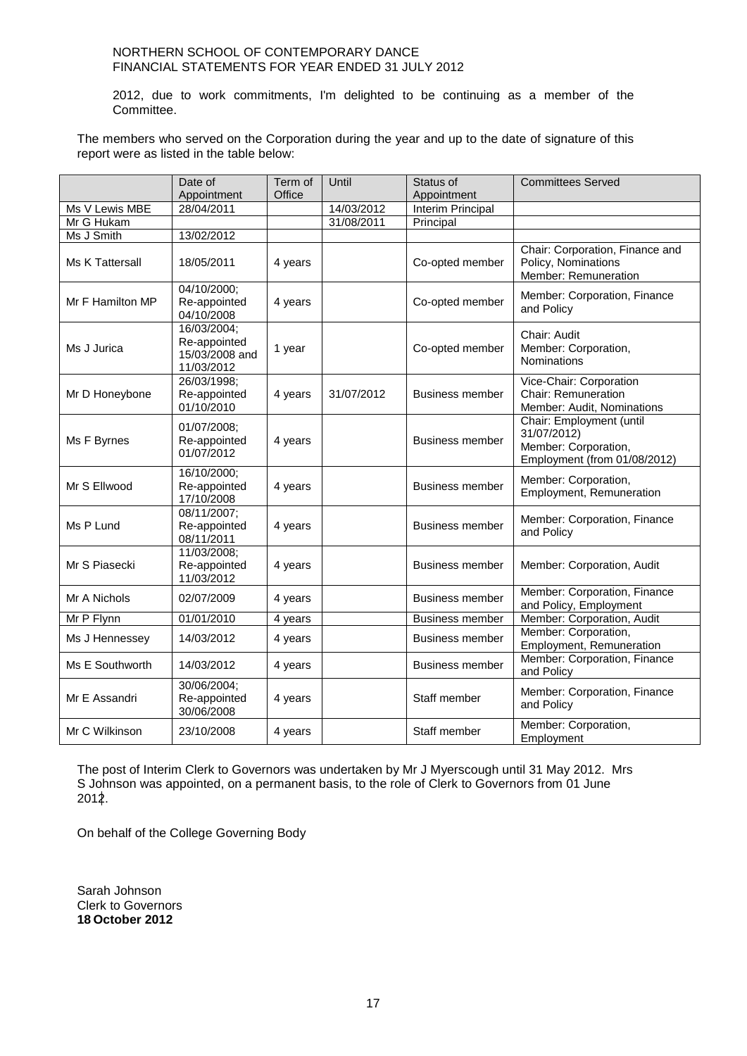2012, due to work commitments, I'm delighted to be continuing as a member of the Committee.

The members who served on the Corporation during the year and up to the date of signature of this report were as listed in the table below:

| | Date of Appointment | Term of Office | Until | Status of Appointment | Committees Served |
|---|---|---|---|---|---|
| Ms V Lewis MBE | 28/04/2011 | | 14/03/2012 | Interim Principal | |
| Mr G Hukam | | | 31/08/2011 | Principal | |
| Ms J Smith | 13/02/2012 | | | | |
| Ms K Tattersall | 18/05/2011 | 4 years | | Co-opted member | Chair: Corporation, Finance and Policy, Nominations Member: Remuneration |
| Mr F Hamilton MP | 04/10/2000; Re-appointed 04/10/2008 | 4 years | | Co-opted member | Member: Corporation, Finance and Policy |
| Ms J Jurica | 16/03/2004; Re-appointed 15/03/2008 and 11/03/2012 | 1 year | | Co-opted member | Chair: Audit Member: Corporation, Nominations |
| Mr D Honeybone | 26/03/1998; Re-appointed 01/10/2010 | 4 years | 31/07/2012 | Business member | Vice-Chair: Corporation Chair: Remuneration Member: Audit, Nominations |
| Ms F Byrnes | 01/07/2008; Re-appointed 01/07/2012 | 4 years | | Business member | Chair: Employment (until 31/07/2012) Member: Corporation, Employment (from 01/08/2012) |
| Mr S Ellwood | 16/10/2000; Re-appointed 17/10/2008 | 4 years | | Business member | Member: Corporation, Employment, Remuneration |
| Ms P Lund | 08/11/2007; Re-appointed 08/11/2011 | 4 years | | Business member | Member: Corporation, Finance and Policy |
| Mr S Piasecki | 11/03/2008; Re-appointed 11/03/2012 | 4 years | | Business member | Member: Corporation, Audit |
| Mr A Nichols | 02/07/2009 | 4 years | | Business member | Member: Corporation, Finance and Policy, Employment |
| Mr P Flynn | 01/01/2010 | 4 years | | Business member | Member: Corporation, Audit |
| Ms J Hennessey | 14/03/2012 | 4 years | | Business member | Member: Corporation, Employment, Remuneration |
| Ms E Southworth | 14/03/2012 | 4 years | | Business member | Member: Corporation, Finance and Policy |
| Mr E Assandri | 30/06/2004; Re-appointed 30/06/2008 | 4 years | | Staff member | Member: Corporation, Finance and Policy |
| Mr C Wilkinson | 23/10/2008 | 4 years | | Staff member | Member: Corporation, Employment |

The post of Interim Clerk to Governors was undertaken by Mr J Myerscough until 31 May 2012. Mrs S Johnson was appointed, on a permanent basis, to the role of Clerk to Governors from 01 June 2012.

On behalf of the College Governing Body

Sarah Johnson
Clerk to Governors
**18 October 2012**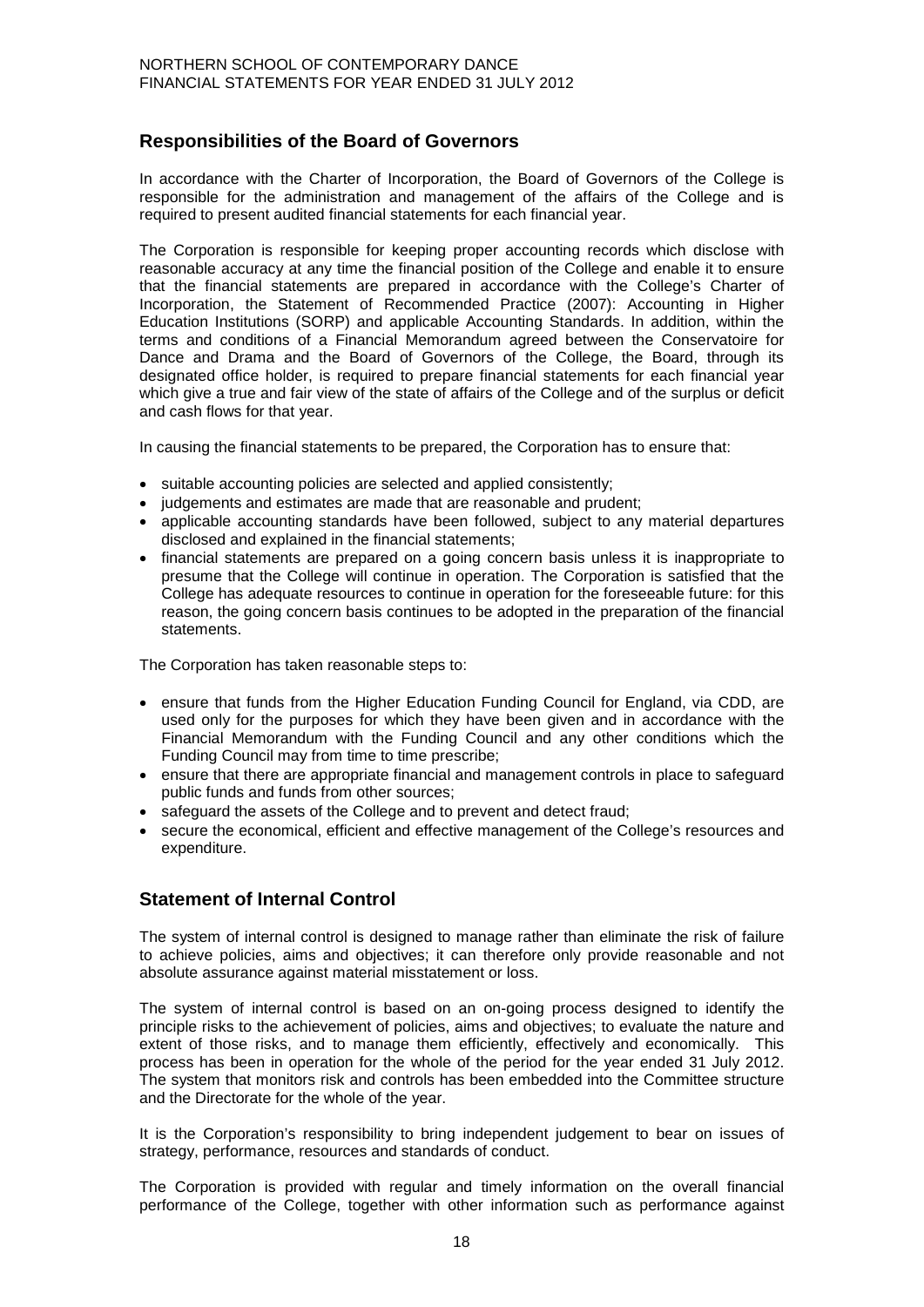## Responsibilities of the Board of Governors

In accordance with the Charter of Incorporation, the Board of Governors of the College is responsible for the administration and management of the affairs of the College and is required to present audited financial statements for each financial year.

The Corporation is responsible for keeping proper accounting records which disclose with reasonable accuracy at any time the financial position of the College and enable it to ensure that the financial statements are prepared in accordance with the College's Charter of Incorporation, the Statement of Recommended Practice (2007): Accounting in Higher Education Institutions (SORP) and applicable Accounting Standards. In addition, within the terms and conditions of a Financial Memorandum agreed between the Conservatoire for Dance and Drama and the Board of Governors of the College, the Board, through its designated office holder, is required to prepare financial statements for each financial year which give a true and fair view of the state of affairs of the College and of the surplus or deficit and cash flows for that year.

In causing the financial statements to be prepared, the Corporation has to ensure that:

- suitable accounting policies are selected and applied consistently;
- judgements and estimates are made that are reasonable and prudent;
- applicable accounting standards have been followed, subject to any material departures disclosed and explained in the financial statements;
- financial statements are prepared on a going concern basis unless it is inappropriate to presume that the College will continue in operation. The Corporation is satisfied that the College has adequate resources to continue in operation for the foreseeable future: for this reason, the going concern basis continues to be adopted in the preparation of the financial statements.

The Corporation has taken reasonable steps to:

- ensure that funds from the Higher Education Funding Council for England, via CDD, are used only for the purposes for which they have been given and in accordance with the Financial Memorandum with the Funding Council and any other conditions which the Funding Council may from time to time prescribe;
- ensure that there are appropriate financial and management controls in place to safeguard public funds and funds from other sources;
- safeguard the assets of the College and to prevent and detect fraud;
- secure the economical, efficient and effective management of the College's resources and expenditure.

## Statement of Internal Control

The system of internal control is designed to manage rather than eliminate the risk of failure to achieve policies, aims and objectives; it can therefore only provide reasonable and not absolute assurance against material misstatement or loss.

The system of internal control is based on an on-going process designed to identify the principle risks to the achievement of policies, aims and objectives; to evaluate the nature and extent of those risks, and to manage them efficiently, effectively and economically. This process has been in operation for the whole of the period for the year ended 31 July 2012. The system that monitors risk and controls has been embedded into the Committee structure and the Directorate for the whole of the year.

It is the Corporation's responsibility to bring independent judgement to bear on issues of strategy, performance, resources and standards of conduct.

The Corporation is provided with regular and timely information on the overall financial performance of the College, together with other information such as performance against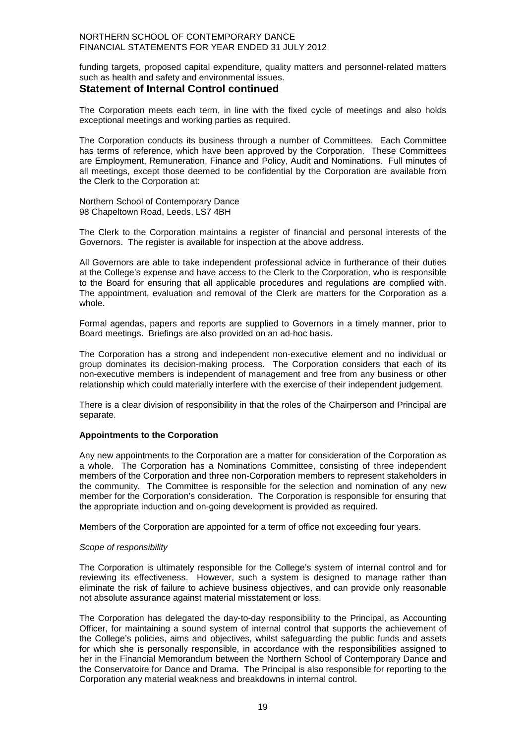funding targets, proposed capital expenditure, quality matters and personnel-related matters such as health and safety and environmental issues.

## Statement of Internal Control continued

The Corporation meets each term, in line with the fixed cycle of meetings and also holds exceptional meetings and working parties as required.

The Corporation conducts its business through a number of Committees. Each Committee has terms of reference, which have been approved by the Corporation. These Committees are Employment, Remuneration, Finance and Policy, Audit and Nominations. Full minutes of all meetings, except those deemed to be confidential by the Corporation are available from the Clerk to the Corporation at:

Northern School of Contemporary Dance
98 Chapeltown Road, Leeds, LS7 4BH

The Clerk to the Corporation maintains a register of financial and personal interests of the Governors. The register is available for inspection at the above address.

All Governors are able to take independent professional advice in furtherance of their duties at the College's expense and have access to the Clerk to the Corporation, who is responsible to the Board for ensuring that all applicable procedures and regulations are complied with. The appointment, evaluation and removal of the Clerk are matters for the Corporation as a whole.

Formal agendas, papers and reports are supplied to Governors in a timely manner, prior to Board meetings. Briefings are also provided on an ad-hoc basis.

The Corporation has a strong and independent non-executive element and no individual or group dominates its decision-making process. The Corporation considers that each of its non-executive members is independent of management and free from any business or other relationship which could materially interfere with the exercise of their independent judgement.

There is a clear division of responsibility in that the roles of the Chairperson and Principal are separate.

### Appointments to the Corporation

Any new appointments to the Corporation are a matter for consideration of the Corporation as a whole. The Corporation has a Nominations Committee, consisting of three independent members of the Corporation and three non-Corporation members to represent stakeholders in the community. The Committee is responsible for the selection and nomination of any new member for the Corporation's consideration. The Corporation is responsible for ensuring that the appropriate induction and on-going development is provided as required.

Members of the Corporation are appointed for a term of office not exceeding four years.

*Scope of responsibility*

The Corporation is ultimately responsible for the College's system of internal control and for reviewing its effectiveness. However, such a system is designed to manage rather than eliminate the risk of failure to achieve business objectives, and can provide only reasonable not absolute assurance against material misstatement or loss.

The Corporation has delegated the day-to-day responsibility to the Principal, as Accounting Officer, for maintaining a sound system of internal control that supports the achievement of the College's policies, aims and objectives, whilst safeguarding the public funds and assets for which she is personally responsible, in accordance with the responsibilities assigned to her in the Financial Memorandum between the Northern School of Contemporary Dance and the Conservatoire for Dance and Drama. The Principal is also responsible for reporting to the Corporation any material weakness and breakdowns in internal control.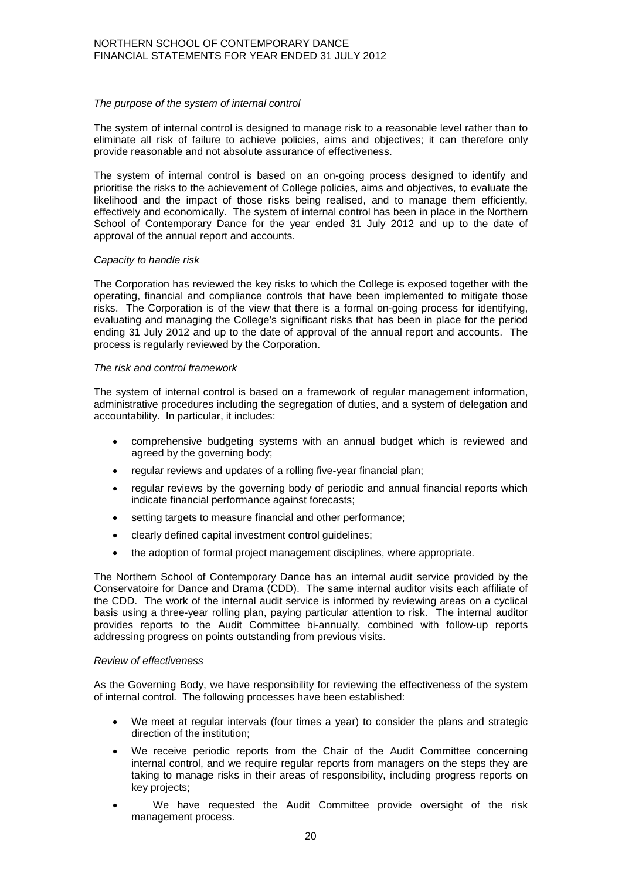*The purpose of the system of internal control*

The system of internal control is designed to manage risk to a reasonable level rather than to eliminate all risk of failure to achieve policies, aims and objectives; it can therefore only provide reasonable and not absolute assurance of effectiveness.

The system of internal control is based on an on-going process designed to identify and prioritise the risks to the achievement of College policies, aims and objectives, to evaluate the likelihood and the impact of those risks being realised, and to manage them efficiently, effectively and economically. The system of internal control has been in place in the Northern School of Contemporary Dance for the year ended 31 July 2012 and up to the date of approval of the annual report and accounts.

*Capacity to handle risk*

The Corporation has reviewed the key risks to which the College is exposed together with the operating, financial and compliance controls that have been implemented to mitigate those risks. The Corporation is of the view that there is a formal on-going process for identifying, evaluating and managing the College's significant risks that has been in place for the period ending 31 July 2012 and up to the date of approval of the annual report and accounts. The process is regularly reviewed by the Corporation.

*The risk and control framework*

The system of internal control is based on a framework of regular management information, administrative procedures including the segregation of duties, and a system of delegation and accountability. In particular, it includes:

- comprehensive budgeting systems with an annual budget which is reviewed and agreed by the governing body;
- regular reviews and updates of a rolling five-year financial plan;
- regular reviews by the governing body of periodic and annual financial reports which indicate financial performance against forecasts;
- setting targets to measure financial and other performance;
- clearly defined capital investment control guidelines;
- the adoption of formal project management disciplines, where appropriate.

The Northern School of Contemporary Dance has an internal audit service provided by the Conservatoire for Dance and Drama (CDD). The same internal auditor visits each affiliate of the CDD. The work of the internal audit service is informed by reviewing areas on a cyclical basis using a three-year rolling plan, paying particular attention to risk. The internal auditor provides reports to the Audit Committee bi-annually, combined with follow-up reports addressing progress on points outstanding from previous visits.

*Review of effectiveness*

As the Governing Body, we have responsibility for reviewing the effectiveness of the system of internal control. The following processes have been established:

- We meet at regular intervals (four times a year) to consider the plans and strategic direction of the institution;
- We receive periodic reports from the Chair of the Audit Committee concerning internal control, and we require regular reports from managers on the steps they are taking to manage risks in their areas of responsibility, including progress reports on key projects;
- We have requested the Audit Committee provide oversight of the risk management process.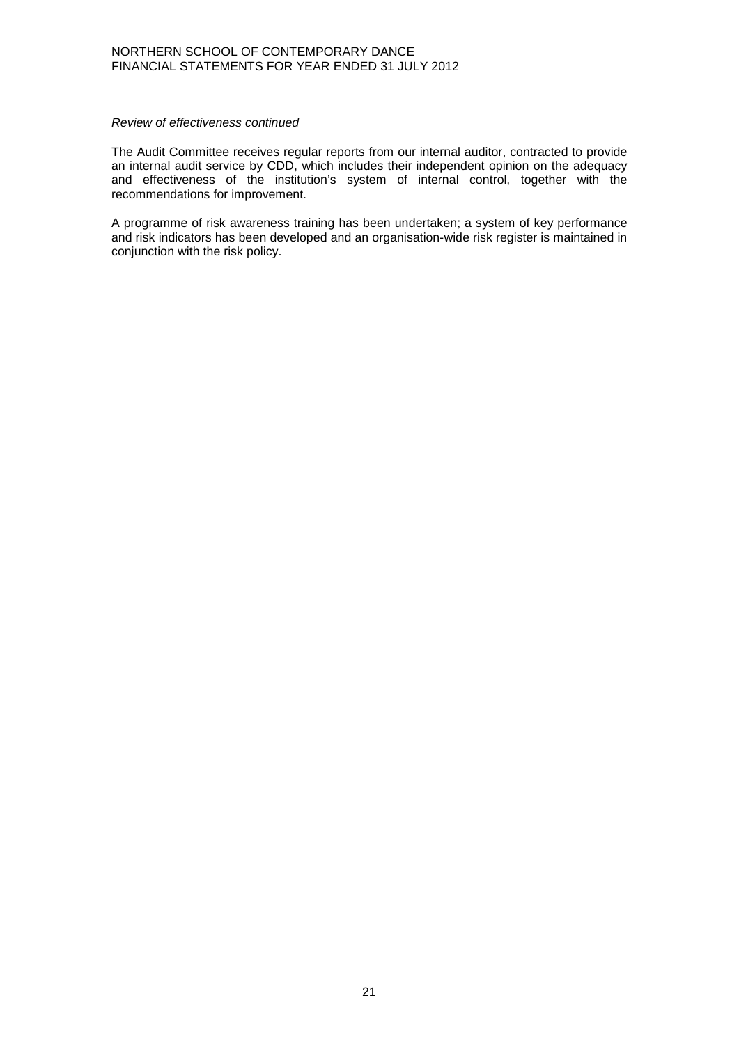*Review of effectiveness continued*

The Audit Committee receives regular reports from our internal auditor, contracted to provide an internal audit service by CDD, which includes their independent opinion on the adequacy and effectiveness of the institution's system of internal control, together with the recommendations for improvement.

A programme of risk awareness training has been undertaken; a system of key performance and risk indicators has been developed and an organisation-wide risk register is maintained in conjunction with the risk policy.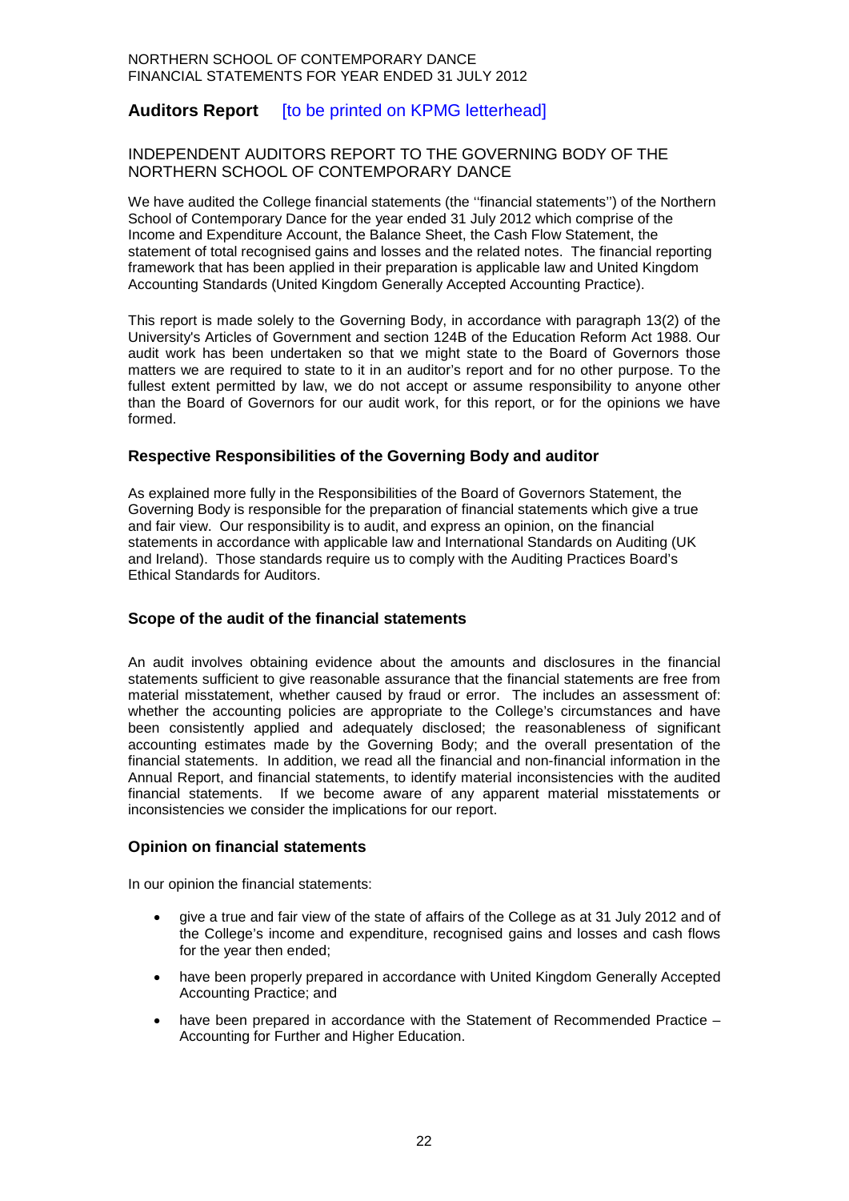## Auditors Report [to be printed on KPMG letterhead]

INDEPENDENT AUDITORS REPORT TO THE GOVERNING BODY OF THE NORTHERN SCHOOL OF CONTEMPORARY DANCE

We have audited the College financial statements (the ''financial statements'') of the Northern School of Contemporary Dance for the year ended 31 July 2012 which comprise of the Income and Expenditure Account, the Balance Sheet, the Cash Flow Statement, the statement of total recognised gains and losses and the related notes. The financial reporting framework that has been applied in their preparation is applicable law and United Kingdom Accounting Standards (United Kingdom Generally Accepted Accounting Practice).

This report is made solely to the Governing Body, in accordance with paragraph 13(2) of the University's Articles of Government and section 124B of the Education Reform Act 1988. Our audit work has been undertaken so that we might state to the Board of Governors those matters we are required to state to it in an auditor's report and for no other purpose. To the fullest extent permitted by law, we do not accept or assume responsibility to anyone other than the Board of Governors for our audit work, for this report, or for the opinions we have formed.

### Respective Responsibilities of the Governing Body and auditor

As explained more fully in the Responsibilities of the Board of Governors Statement, the Governing Body is responsible for the preparation of financial statements which give a true and fair view. Our responsibility is to audit, and express an opinion, on the financial statements in accordance with applicable law and International Standards on Auditing (UK and Ireland). Those standards require us to comply with the Auditing Practices Board's Ethical Standards for Auditors.

### Scope of the audit of the financial statements

An audit involves obtaining evidence about the amounts and disclosures in the financial statements sufficient to give reasonable assurance that the financial statements are free from material misstatement, whether caused by fraud or error. The includes an assessment of: whether the accounting policies are appropriate to the College's circumstances and have been consistently applied and adequately disclosed; the reasonableness of significant accounting estimates made by the Governing Body; and the overall presentation of the financial statements. In addition, we read all the financial and non-financial information in the Annual Report, and financial statements, to identify material inconsistencies with the audited financial statements. If we become aware of any apparent material misstatements or inconsistencies we consider the implications for our report.

### Opinion on financial statements

In our opinion the financial statements:

- give a true and fair view of the state of affairs of the College as at 31 July 2012 and of the College's income and expenditure, recognised gains and losses and cash flows for the year then ended;
- have been properly prepared in accordance with United Kingdom Generally Accepted Accounting Practice; and
- have been prepared in accordance with the Statement of Recommended Practice – Accounting for Further and Higher Education.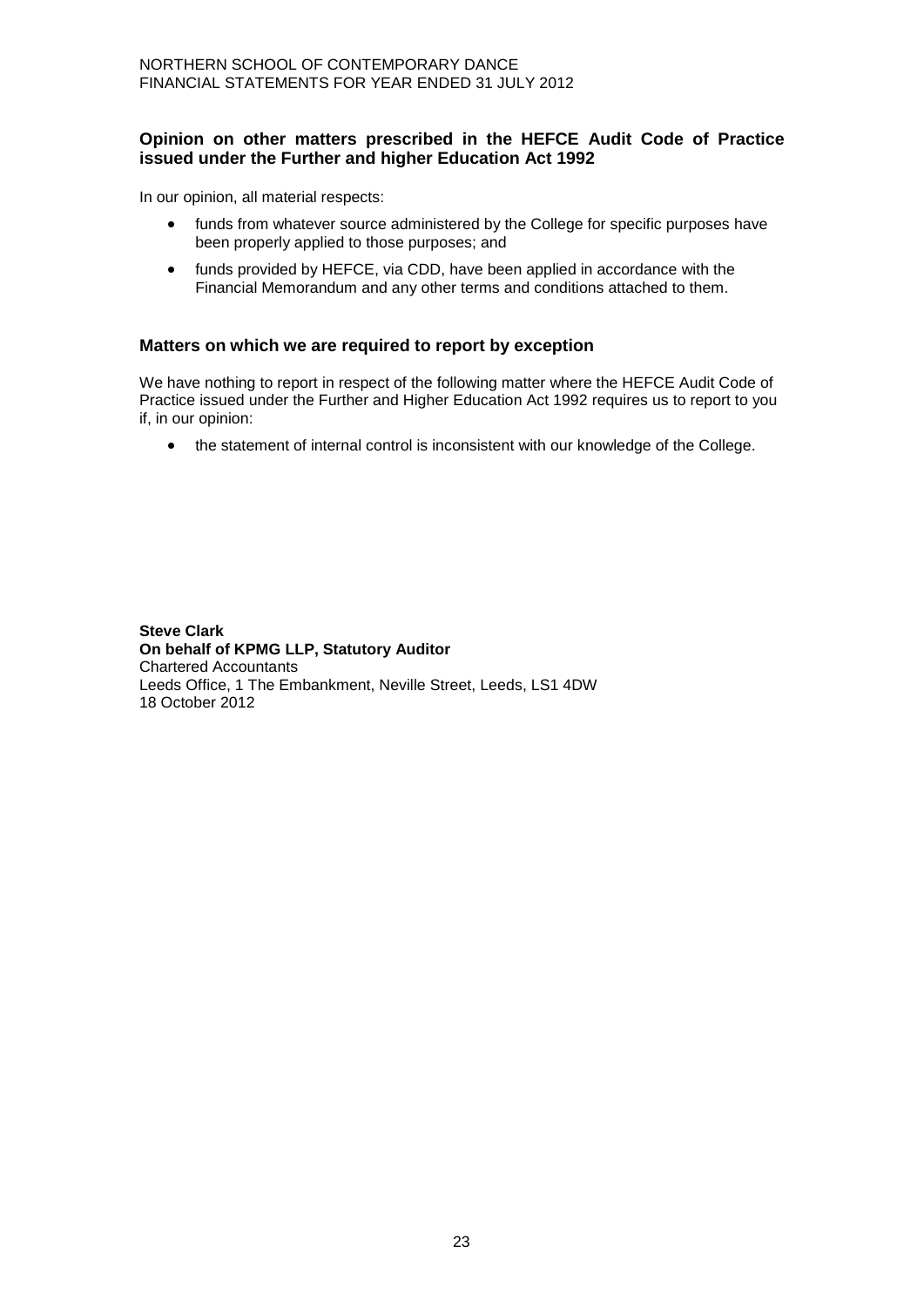## Opinion on other matters prescribed in the HEFCE Audit Code of Practice issued under the Further and higher Education Act 1992

In our opinion, all material respects:

- funds from whatever source administered by the College for specific purposes have been properly applied to those purposes; and
- funds provided by HEFCE, via CDD, have been applied in accordance with the Financial Memorandum and any other terms and conditions attached to them.

## Matters on which we are required to report by exception

We have nothing to report in respect of the following matter where the HEFCE Audit Code of Practice issued under the Further and Higher Education Act 1992 requires us to report to you if, in our opinion:

- the statement of internal control is inconsistent with our knowledge of the College.

**Steve Clark**
**On behalf of KPMG LLP, Statutory Auditor**
Chartered Accountants
Leeds Office, 1 The Embankment, Neville Street, Leeds, LS1 4DW
18 October 2012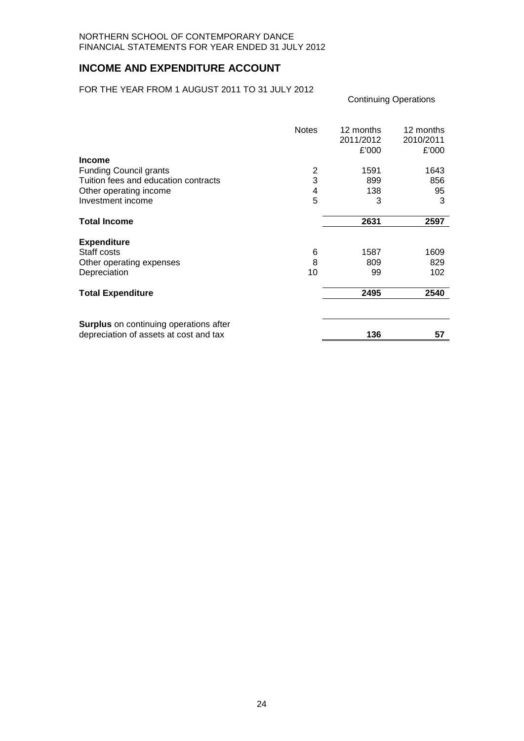NORTHERN SCHOOL OF CONTEMPORARY DANCE
FINANCIAL STATEMENTS FOR YEAR ENDED 31 JULY 2012

## INCOME AND EXPENDITURE ACCOUNT

FOR THE YEAR FROM 1 AUGUST 2011 TO 31 JULY 2012

Continuing Operations

| | Notes | 12 months 2011/2012 £'000 | 12 months 2010/2011 £'000 |
|---|---|---|---|
| **Income** | | | |
| Funding Council grants | 2 | 1591 | 1643 |
| Tuition fees and education contracts | 3 | 899 | 856 |
| Other operating income | 4 | 138 | 95 |
| Investment income | 5 | 3 | 3 |
| **Total Income** | | **2631** | **2597** |
| **Expenditure** | | | |
| Staff costs | 6 | 1587 | 1609 |
| Other operating expenses | 8 | 809 | 829 |
| Depreciation | 10 | 99 | 102 |
| **Total Expenditure** | | **2495** | **2540** |
| **Surplus** on continuing operations after depreciation of assets at cost and tax | | **136** | **57** |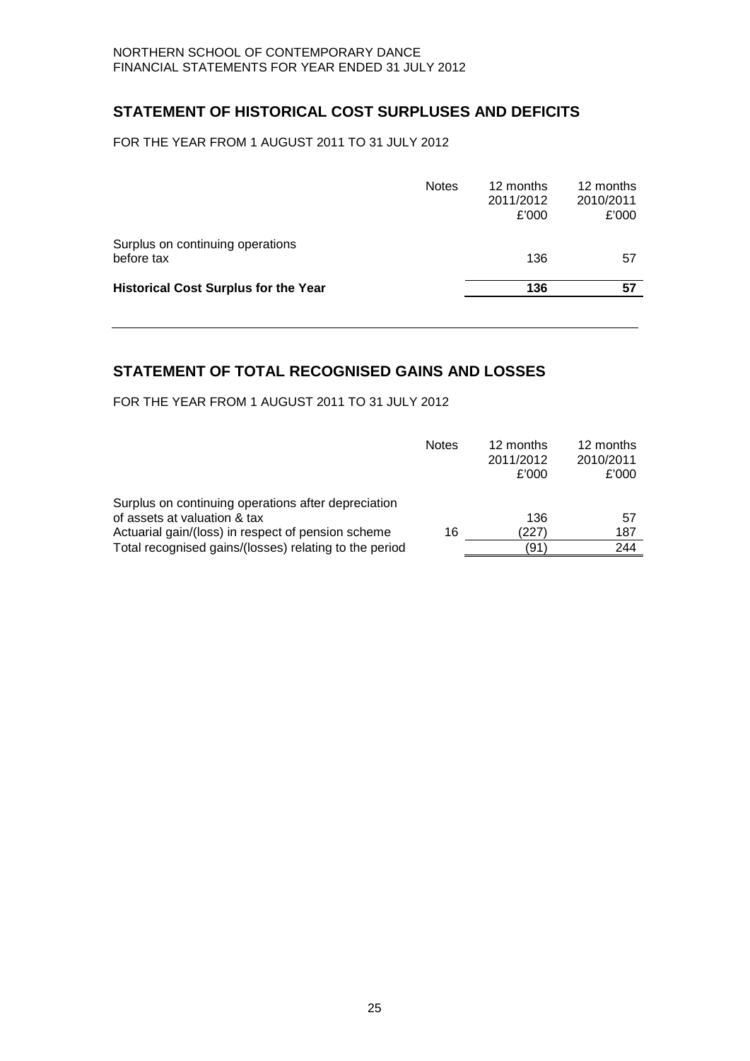## STATEMENT OF HISTORICAL COST SURPLUSES AND DEFICITS

FOR THE YEAR FROM 1 AUGUST 2011 TO 31 JULY 2012

| | Notes | 12 months 2011/2012 £'000 | 12 months 2010/2011 £'000 |
|---|---|---|---|
| Surplus on continuing operations before tax | | 136 | 57 |
| **Historical Cost Surplus for the Year** | | **136** | **57** |

## STATEMENT OF TOTAL RECOGNISED GAINS AND LOSSES

FOR THE YEAR FROM 1 AUGUST 2011 TO 31 JULY 2012

| | Notes | 12 months 2011/2012 £'000 | 12 months 2010/2011 £'000 |
|---|---|---|---|
| Surplus on continuing operations after depreciation of assets at valuation & tax | | 136 | 57 |
| Actuarial gain/(loss) in respect of pension scheme | 16 | (227) | 187 |
| Total recognised gains/(losses) relating to the period | | (91) | 244 |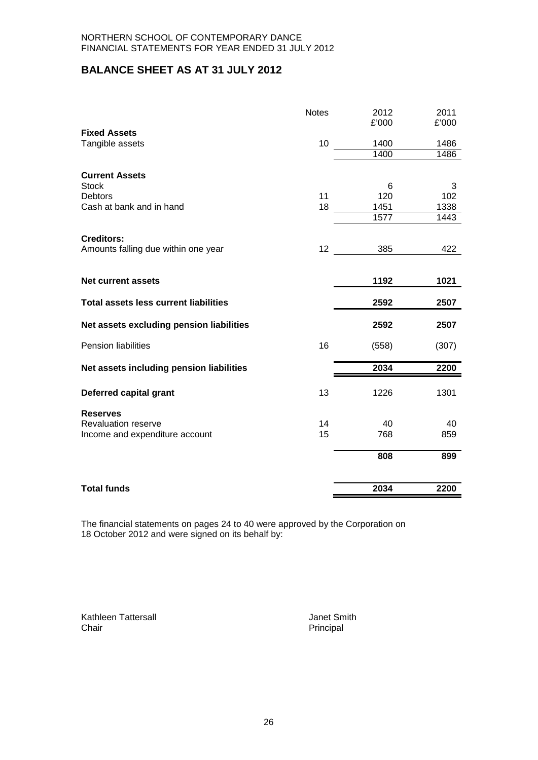NORTHERN SCHOOL OF CONTEMPORARY DANCE
FINANCIAL STATEMENTS FOR YEAR ENDED 31 JULY 2012

## BALANCE SHEET AS AT 31 JULY 2012

| | Notes | 2012 £'000 | 2011 £'000 |
|---|---|---|---|
| **Fixed Assets** | | | |
| Tangible assets | 10 | 1400 | 1486 |
| | | 1400 | 1486 |
| **Current Assets** | | | |
| Stock | | 6 | 3 |
| Debtors | 11 | 120 | 102 |
| Cash at bank and in hand | 18 | 1451 | 1338 |
| | | 1577 | 1443 |
| **Creditors:** | | | |
| Amounts falling due within one year | 12 | 385 | 422 |
| **Net current assets** | | **1192** | **1021** |
| **Total assets less current liabilities** | | **2592** | **2507** |
| **Net assets excluding pension liabilities** | | **2592** | **2507** |
| Pension liabilities | 16 | (558) | (307) |
| **Net assets including pension liabilities** | | **2034** | **2200** |
| **Deferred capital grant** | 13 | 1226 | 1301 |
| **Reserves** | | | |
| Revaluation reserve | 14 | 40 | 40 |
| Income and expenditure account | 15 | 768 | 859 |
| | | **808** | **899** |
| **Total funds** | | **2034** | **2200** |

The financial statements on pages 24 to 40 were approved by the Corporation on 18 October 2012 and were signed on its behalf by:

Kathleen Tattersall
Chair

Janet Smith
Principal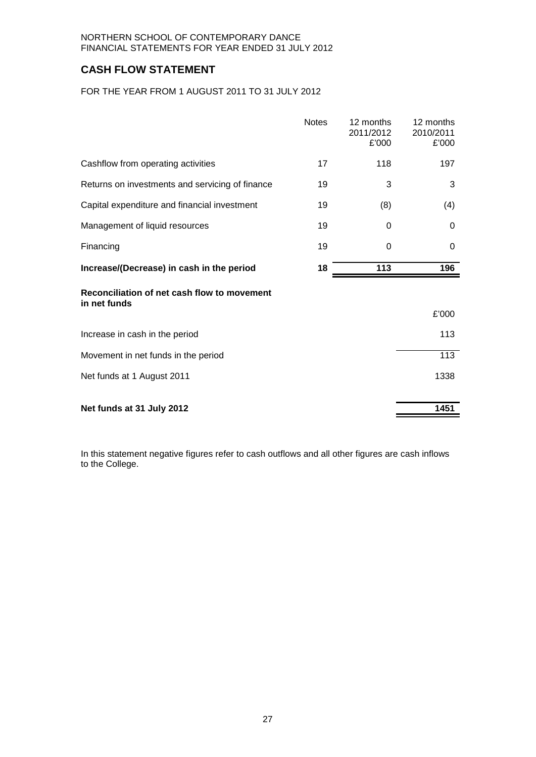NORTHERN SCHOOL OF CONTEMPORARY DANCE
FINANCIAL STATEMENTS FOR YEAR ENDED 31 JULY 2012

## CASH FLOW STATEMENT

FOR THE YEAR FROM 1 AUGUST 2011 TO 31 JULY 2012

| | Notes | 12 months 2011/2012 £'000 | 12 months 2010/2011 £'000 |
|---|---|---|---|
| Cashflow from operating activities | 17 | 118 | 197 |
| Returns on investments and servicing of finance | 19 | 3 | 3 |
| Capital expenditure and financial investment | 19 | (8) | (4) |
| Management of liquid resources | 19 | 0 | 0 |
| Financing | 19 | 0 | 0 |
| **Increase/(Decrease) in cash in the period** | **18** | **113** | **196** |

**Reconciliation of net cash flow to movement in net funds**

| | £'000 |
|---|---|
| Increase in cash in the period | 113 |
| Movement in net funds in the period | 113 |
| Net funds at 1 August 2011 | 1338 |
| **Net funds at 31 July 2012** | **1451** |

In this statement negative figures refer to cash outflows and all other figures are cash inflows to the College.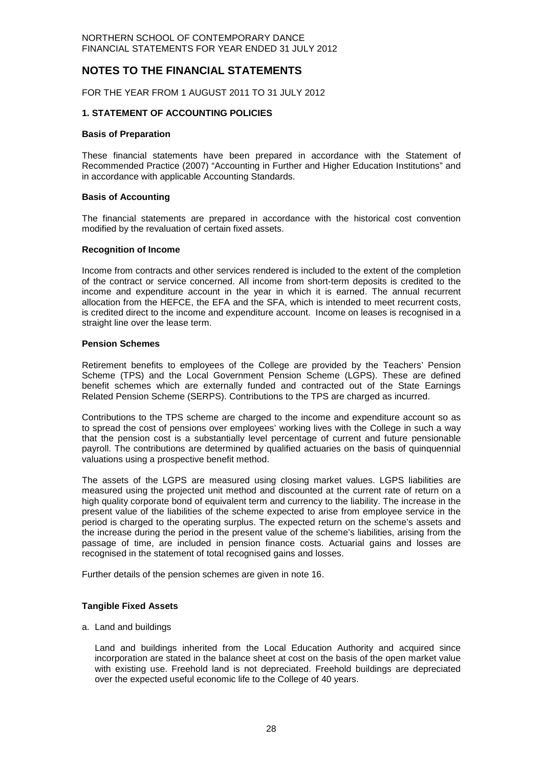# NOTES TO THE FINANCIAL STATEMENTS

FOR THE YEAR FROM 1 AUGUST 2011 TO 31 JULY 2012

## 1. STATEMENT OF ACCOUNTING POLICIES

### Basis of Preparation

These financial statements have been prepared in accordance with the Statement of Recommended Practice (2007) "Accounting in Further and Higher Education Institutions" and in accordance with applicable Accounting Standards.

### Basis of Accounting

The financial statements are prepared in accordance with the historical cost convention modified by the revaluation of certain fixed assets.

### Recognition of Income

Income from contracts and other services rendered is included to the extent of the completion of the contract or service concerned. All income from short-term deposits is credited to the income and expenditure account in the year in which it is earned. The annual recurrent allocation from the HEFCE, the EFA and the SFA, which is intended to meet recurrent costs, is credited direct to the income and expenditure account. Income on leases is recognised in a straight line over the lease term.

### Pension Schemes

Retirement benefits to employees of the College are provided by the Teachers' Pension Scheme (TPS) and the Local Government Pension Scheme (LGPS). These are defined benefit schemes which are externally funded and contracted out of the State Earnings Related Pension Scheme (SERPS). Contributions to the TPS are charged as incurred.

Contributions to the TPS scheme are charged to the income and expenditure account so as to spread the cost of pensions over employees' working lives with the College in such a way that the pension cost is a substantially level percentage of current and future pensionable payroll. The contributions are determined by qualified actuaries on the basis of quinquennial valuations using a prospective benefit method.

The assets of the LGPS are measured using closing market values. LGPS liabilities are measured using the projected unit method and discounted at the current rate of return on a high quality corporate bond of equivalent term and currency to the liability. The increase in the present value of the liabilities of the scheme expected to arise from employee service in the period is charged to the operating surplus. The expected return on the scheme's assets and the increase during the period in the present value of the scheme's liabilities, arising from the passage of time, are included in pension finance costs. Actuarial gains and losses are recognised in the statement of total recognised gains and losses.

Further details of the pension schemes are given in note 16.

### Tangible Fixed Assets

a. Land and buildings

   Land and buildings inherited from the Local Education Authority and acquired since incorporation are stated in the balance sheet at cost on the basis of the open market value with existing use. Freehold land is not depreciated. Freehold buildings are depreciated over the expected useful economic life to the College of 40 years.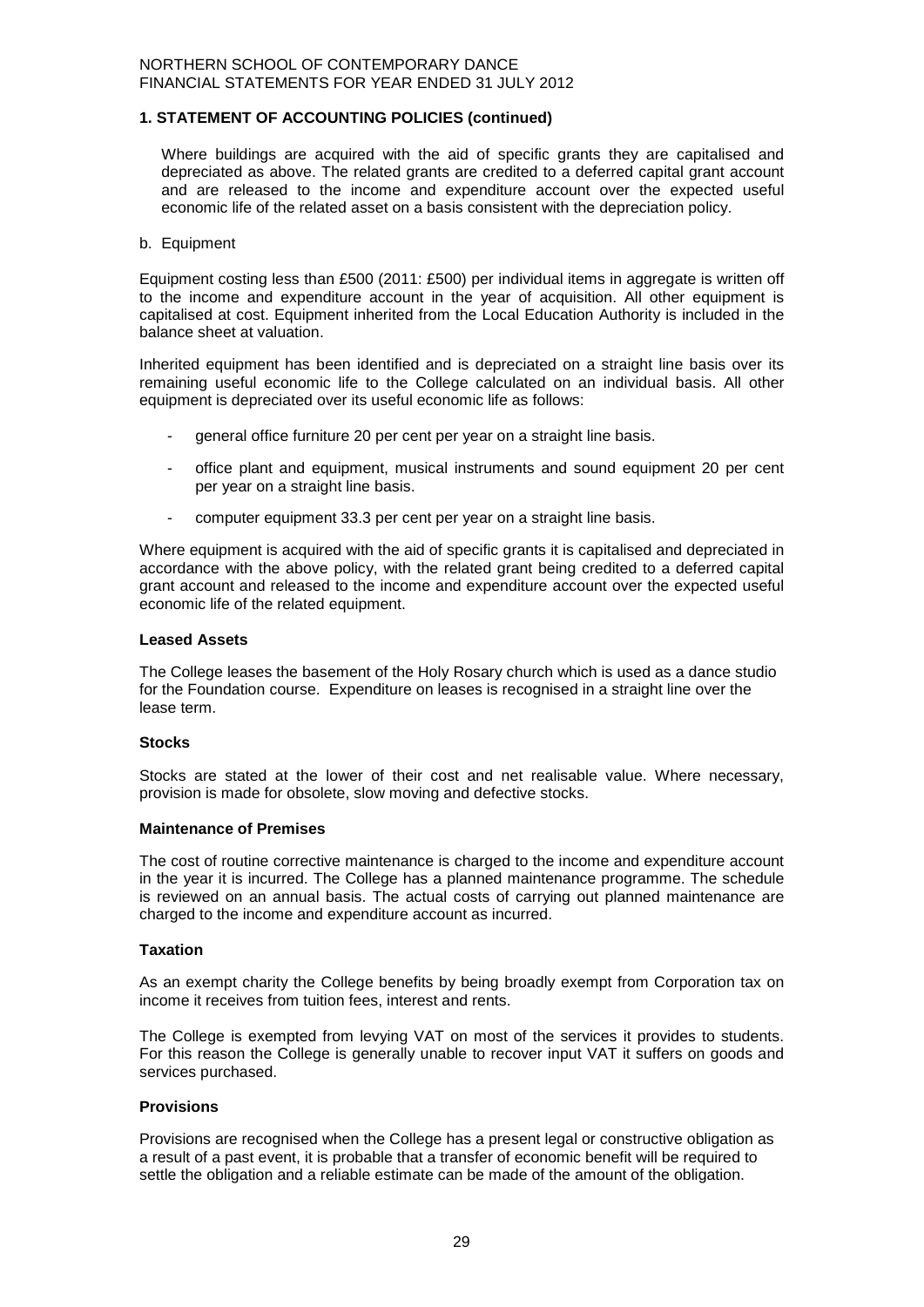## 1. STATEMENT OF ACCOUNTING POLICIES (continued)

Where buildings are acquired with the aid of specific grants they are capitalised and depreciated as above. The related grants are credited to a deferred capital grant account and are released to the income and expenditure account over the expected useful economic life of the related asset on a basis consistent with the depreciation policy.

b. Equipment

Equipment costing less than £500 (2011: £500) per individual items in aggregate is written off to the income and expenditure account in the year of acquisition. All other equipment is capitalised at cost. Equipment inherited from the Local Education Authority is included in the balance sheet at valuation.

Inherited equipment has been identified and is depreciated on a straight line basis over its remaining useful economic life to the College calculated on an individual basis. All other equipment is depreciated over its useful economic life as follows:

- general office furniture 20 per cent per year on a straight line basis.
- office plant and equipment, musical instruments and sound equipment 20 per cent per year on a straight line basis.
- computer equipment 33.3 per cent per year on a straight line basis.

Where equipment is acquired with the aid of specific grants it is capitalised and depreciated in accordance with the above policy, with the related grant being credited to a deferred capital grant account and released to the income and expenditure account over the expected useful economic life of the related equipment.

### Leased Assets

The College leases the basement of the Holy Rosary church which is used as a dance studio for the Foundation course. Expenditure on leases is recognised in a straight line over the lease term.

### Stocks

Stocks are stated at the lower of their cost and net realisable value. Where necessary, provision is made for obsolete, slow moving and defective stocks.

### Maintenance of Premises

The cost of routine corrective maintenance is charged to the income and expenditure account in the year it is incurred. The College has a planned maintenance programme. The schedule is reviewed on an annual basis. The actual costs of carrying out planned maintenance are charged to the income and expenditure account as incurred.

### Taxation

As an exempt charity the College benefits by being broadly exempt from Corporation tax on income it receives from tuition fees, interest and rents.

The College is exempted from levying VAT on most of the services it provides to students. For this reason the College is generally unable to recover input VAT it suffers on goods and services purchased.

### Provisions

Provisions are recognised when the College has a present legal or constructive obligation as a result of a past event, it is probable that a transfer of economic benefit will be required to settle the obligation and a reliable estimate can be made of the amount of the obligation.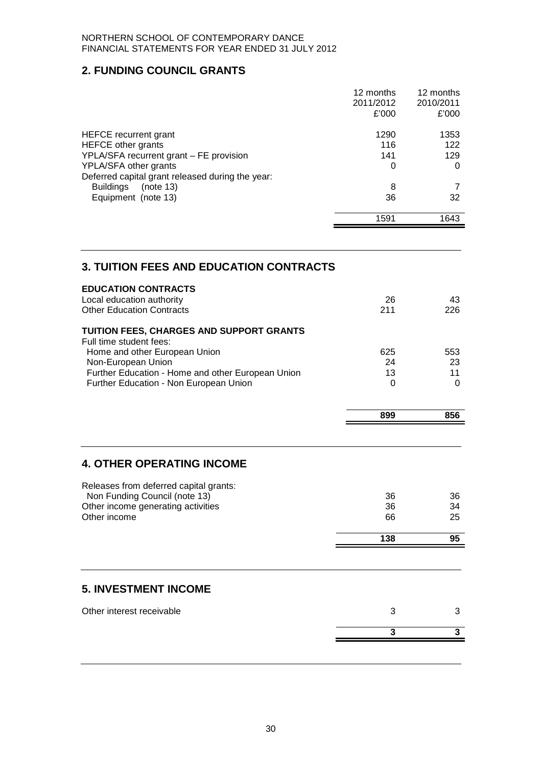NORTHERN SCHOOL OF CONTEMPORARY DANCE
FINANCIAL STATEMENTS FOR YEAR ENDED 31 JULY 2012

## 2. FUNDING COUNCIL GRANTS

| | 12 months 2011/2012 £'000 | 12 months 2010/2011 £'000 |
|---|---|---|
| HEFCE recurrent grant | 1290 | 1353 |
| HEFCE other grants | 116 | 122 |
| YPLA/SFA recurrent grant – FE provision | 141 | 129 |
| YPLA/SFA other grants | 0 | 0 |
| Deferred capital grant released during the year: | | |
| Buildings (note 13) | 8 | 7 |
| Equipment (note 13) | 36 | 32 |
| | 1591 | 1643 |

## 3. TUITION FEES AND EDUCATION CONTRACTS

| | | |
|---|---|---|
| **EDUCATION CONTRACTS** | | |
| Local education authority | 26 | 43 |
| Other Education Contracts | 211 | 226 |
| **TUITION FEES, CHARGES AND SUPPORT GRANTS** | | |
| Full time student fees: | | |
| Home and other European Union | 625 | 553 |
| Non-European Union | 24 | 23 |
| Further Education - Home and other European Union | 13 | 11 |
| Further Education - Non European Union | 0 | 0 |
| | **899** | **856** |

## 4. OTHER OPERATING INCOME

| | | |
|---|---|---|
| Releases from deferred capital grants: | | |
| Non Funding Council (note 13) | 36 | 36 |
| Other income generating activities | 36 | 34 |
| Other income | 66 | 25 |
| | **138** | **95** |

## 5. INVESTMENT INCOME

| | | |
|---|---|---|
| Other interest receivable | 3 | 3 |
| | **3** | **3** |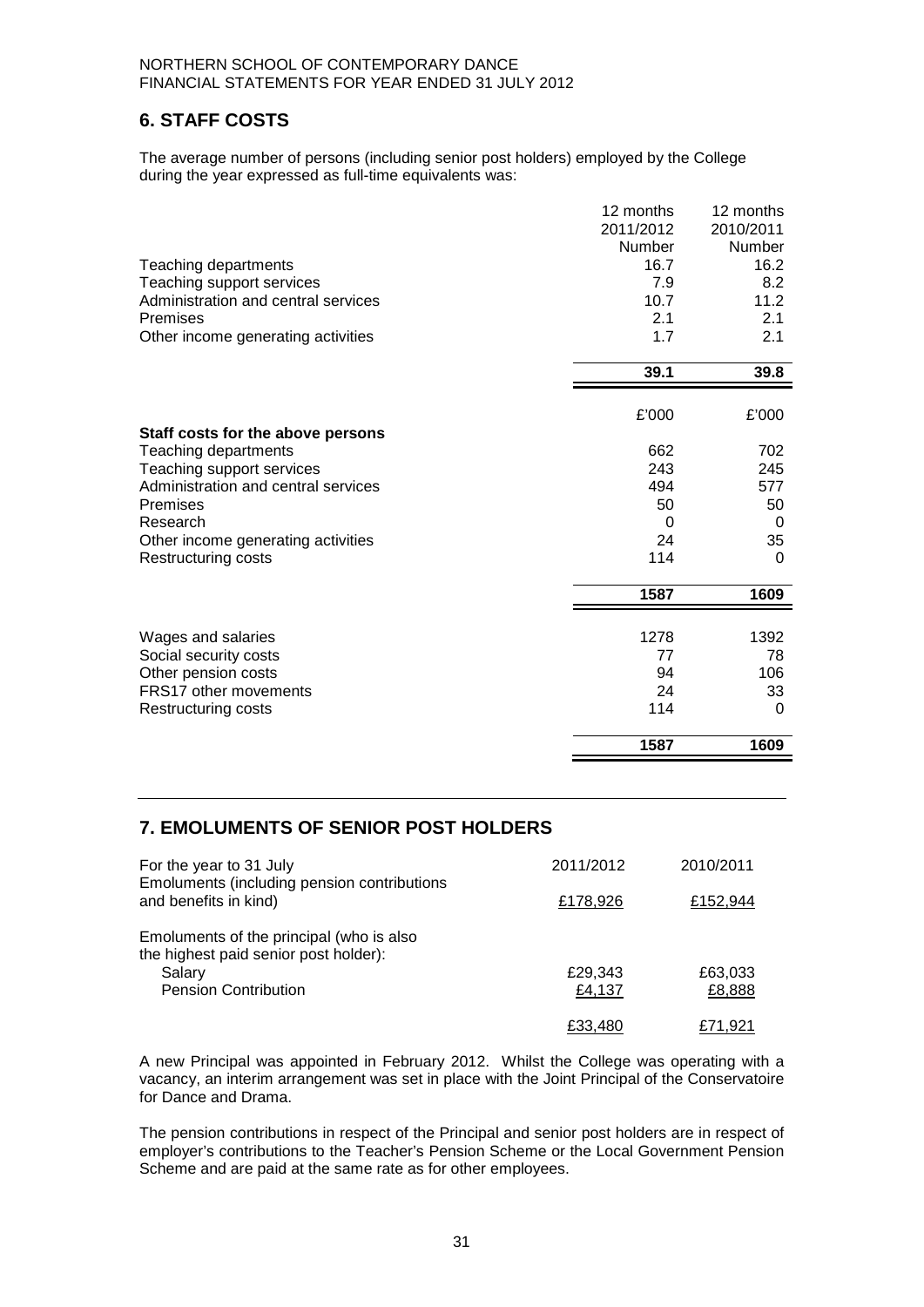## 6. STAFF COSTS

The average number of persons (including senior post holders) employed by the College during the year expressed as full-time equivalents was:

| | 12 months 2011/2012 Number | 12 months 2010/2011 Number |
|---|---|---|
| Teaching departments | 16.7 | 16.2 |
| Teaching support services | 7.9 | 8.2 |
| Administration and central services | 10.7 | 11.2 |
| Premises | 2.1 | 2.1 |
| Other income generating activities | 1.7 | 2.1 |
| | **39.1** | **39.8** |

| | £'000 | £'000 |
|---|---|---|
| **Staff costs for the above persons** | | |
| Teaching departments | 662 | 702 |
| Teaching support services | 243 | 245 |
| Administration and central services | 494 | 577 |
| Premises | 50 | 50 |
| Research | 0 | 0 |
| Other income generating activities | 24 | 35 |
| Restructuring costs | 114 | 0 |
| | **1587** | **1609** |
| | | |
| Wages and salaries | 1278 | 1392 |
| Social security costs | 77 | 78 |
| Other pension costs | 94 | 106 |
| FRS17 other movements | 24 | 33 |
| Restructuring costs | 114 | 0 |
| | **1587** | **1609** |

## 7. EMOLUMENTS OF SENIOR POST HOLDERS

| For the year to 31 July | 2011/2012 | 2010/2011 |
|---|---|---|
| Emoluments (including pension contributions and benefits in kind) | £178,926 | £152,944 |
| Emoluments of the principal (who is also the highest paid senior post holder): | | |
| Salary | £29,343 | £63,033 |
| Pension Contribution | £4,137 | £8,888 |
| | £33,480 | £71,921 |

A new Principal was appointed in February 2012. Whilst the College was operating with a vacancy, an interim arrangement was set in place with the Joint Principal of the Conservatoire for Dance and Drama.

The pension contributions in respect of the Principal and senior post holders are in respect of employer's contributions to the Teacher's Pension Scheme or the Local Government Pension Scheme and are paid at the same rate as for other employees.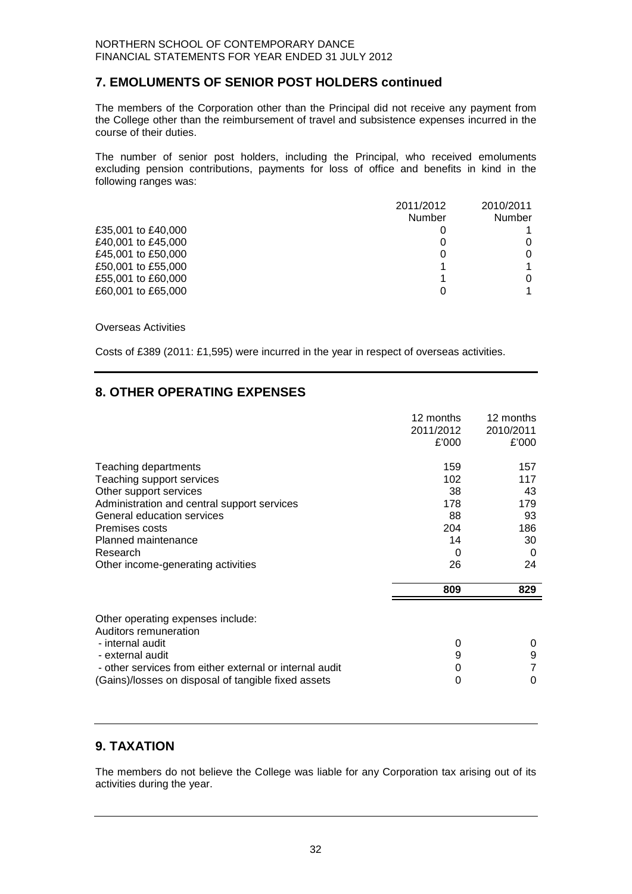## 7. EMOLUMENTS OF SENIOR POST HOLDERS continued

The members of the Corporation other than the Principal did not receive any payment from the College other than the reimbursement of travel and subsistence expenses incurred in the course of their duties.

The number of senior post holders, including the Principal, who received emoluments excluding pension contributions, payments for loss of office and benefits in kind in the following ranges was:

| | 2011/2012 | 2010/2011 |
|---|---|---|
| | Number | Number |
| £35,001 to £40,000 | 0 | 1 |
| £40,001 to £45,000 | 0 | 0 |
| £45,001 to £50,000 | 0 | 0 |
| £50,001 to £55,000 | 1 | 1 |
| £55,001 to £60,000 | 1 | 0 |
| £60,001 to £65,000 | 0 | 1 |

Overseas Activities

Costs of £389 (2011: £1,595) were incurred in the year in respect of overseas activities.

## 8. OTHER OPERATING EXPENSES

| | 12 months 2011/2012 £'000 | 12 months 2010/2011 £'000 |
|---|---|---|
| Teaching departments | 159 | 157 |
| Teaching support services | 102 | 117 |
| Other support services | 38 | 43 |
| Administration and central support services | 178 | 179 |
| General education services | 88 | 93 |
| Premises costs | 204 | 186 |
| Planned maintenance | 14 | 30 |
| Research | 0 | 0 |
| Other income-generating activities | 26 | 24 |
| | **809** | **829** |
| Other operating expenses include: | | |
| Auditors remuneration | | |
| - internal audit | 0 | 0 |
| - external audit | 9 | 9 |
| - other services from either external or internal audit | 0 | 7 |
| (Gains)/losses on disposal of tangible fixed assets | 0 | 0 |

## 9. TAXATION

The members do not believe the College was liable for any Corporation tax arising out of its activities during the year.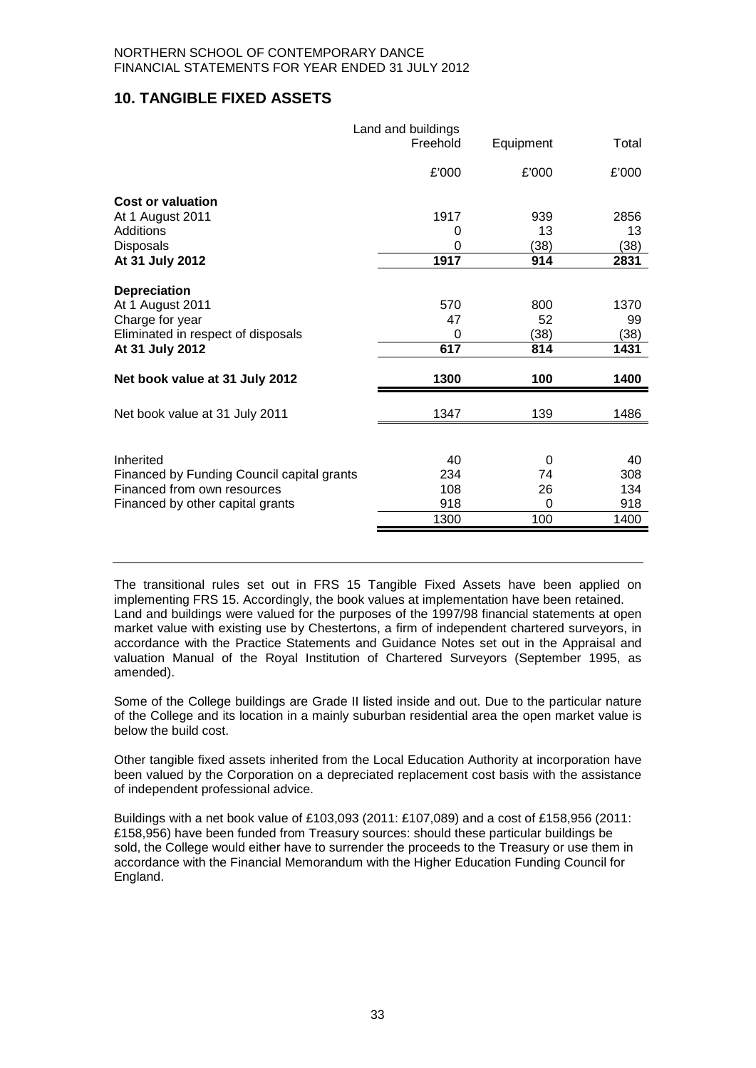## 10. TANGIBLE FIXED ASSETS

| | Land and buildings Freehold | Equipment | Total |
|---|---|---|---|
| | £'000 | £'000 | £'000 |
| **Cost or valuation** | | | |
| At 1 August 2011 | 1917 | 939 | 2856 |
| Additions | 0 | 13 | 13 |
| Disposals | 0 | (38) | (38) |
| **At 31 July 2012** | **1917** | **914** | **2831** |
| **Depreciation** | | | |
| At 1 August 2011 | 570 | 800 | 1370 |
| Charge for year | 47 | 52 | 99 |
| Eliminated in respect of disposals | 0 | (38) | (38) |
| **At 31 July 2012** | **617** | **814** | **1431** |
| **Net book value at 31 July 2012** | **1300** | **100** | **1400** |
| Net book value at 31 July 2011 | 1347 | 139 | 1486 |
| Inherited | 40 | 0 | 40 |
| Financed by Funding Council capital grants | 234 | 74 | 308 |
| Financed from own resources | 108 | 26 | 134 |
| Financed by other capital grants | 918 | 0 | 918 |
| | 1300 | 100 | 1400 |

The transitional rules set out in FRS 15 Tangible Fixed Assets have been applied on implementing FRS 15. Accordingly, the book values at implementation have been retained. Land and buildings were valued for the purposes of the 1997/98 financial statements at open market value with existing use by Chestertons, a firm of independent chartered surveyors, in accordance with the Practice Statements and Guidance Notes set out in the Appraisal and valuation Manual of the Royal Institution of Chartered Surveyors (September 1995, as amended).

Some of the College buildings are Grade II listed inside and out. Due to the particular nature of the College and its location in a mainly suburban residential area the open market value is below the build cost.

Other tangible fixed assets inherited from the Local Education Authority at incorporation have been valued by the Corporation on a depreciated replacement cost basis with the assistance of independent professional advice.

Buildings with a net book value of £103,093 (2011: £107,089) and a cost of £158,956 (2011: £158,956) have been funded from Treasury sources: should these particular buildings be sold, the College would either have to surrender the proceeds to the Treasury or use them in accordance with the Financial Memorandum with the Higher Education Funding Council for England.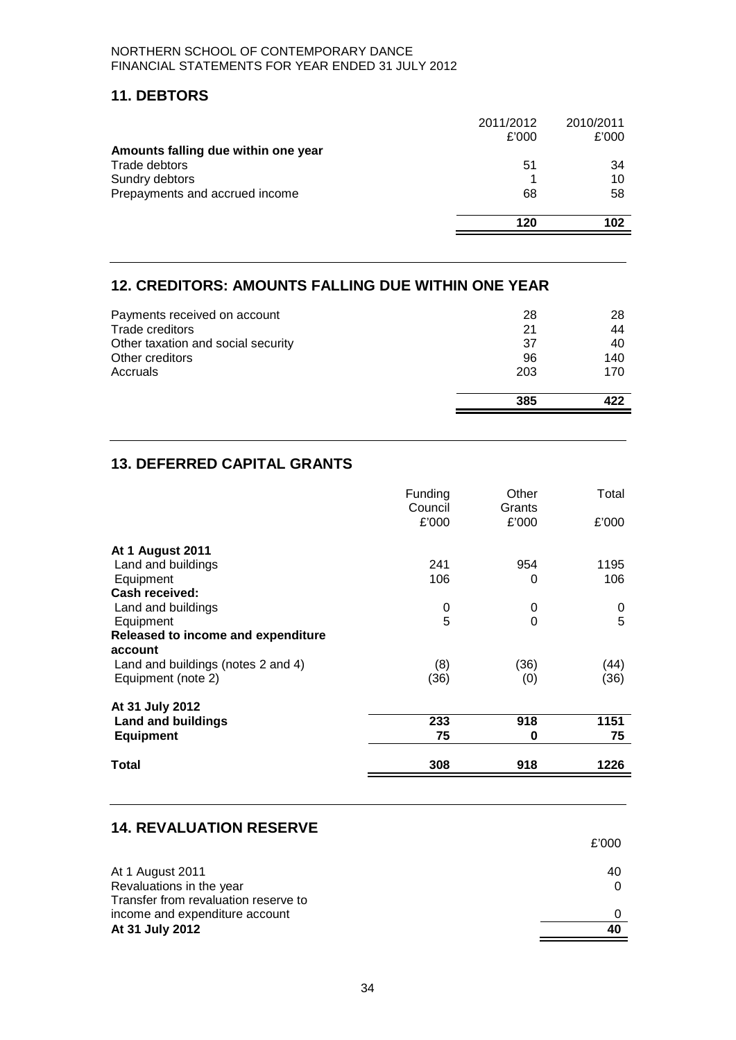## 11. DEBTORS

| | 2011/2012 | 2010/2011 |
|---|---|---|
| | £'000 | £'000 |
| **Amounts falling due within one year** | | |
| Trade debtors | 51 | 34 |
| Sundry debtors | 1 | 10 |
| Prepayments and accrued income | 68 | 58 |
| | **120** | **102** |

## 12. CREDITORS: AMOUNTS FALLING DUE WITHIN ONE YEAR

| | 2011/2012 | 2010/2011 |
|---|---|---|
| Payments received on account | 28 | 28 |
| Trade creditors | 21 | 44 |
| Other taxation and social security | 37 | 40 |
| Other creditors | 96 | 140 |
| Accruals | 203 | 170 |
| | **385** | **422** |

## 13. DEFERRED CAPITAL GRANTS

| | Funding Council | Other Grants | Total |
|---|---|---|---|
| | £'000 | £'000 | £'000 |
| **At 1 August 2011** | | | |
| Land and buildings | 241 | 954 | 1195 |
| Equipment | 106 | 0 | 106 |
| **Cash received:** | | | |
| Land and buildings | 0 | 0 | 0 |
| Equipment | 5 | 0 | 5 |
| **Released to income and expenditure account** | | | |
| Land and buildings (notes 2 and 4) | (8) | (36) | (44) |
| Equipment (note 2) | (36) | (0) | (36) |
| **At 31 July 2012** | | | |
| **Land and buildings** | **233** | **918** | **1151** |
| **Equipment** | **75** | **0** | **75** |
| **Total** | **308** | **918** | **1226** |

## 14. REVALUATION RESERVE

| | £'000 |
|---|---|
| At 1 August 2011 | 40 |
| Revaluations in the year | 0 |
| Transfer from revaluation reserve to income and expenditure account | 0 |
| **At 31 July 2012** | **40** |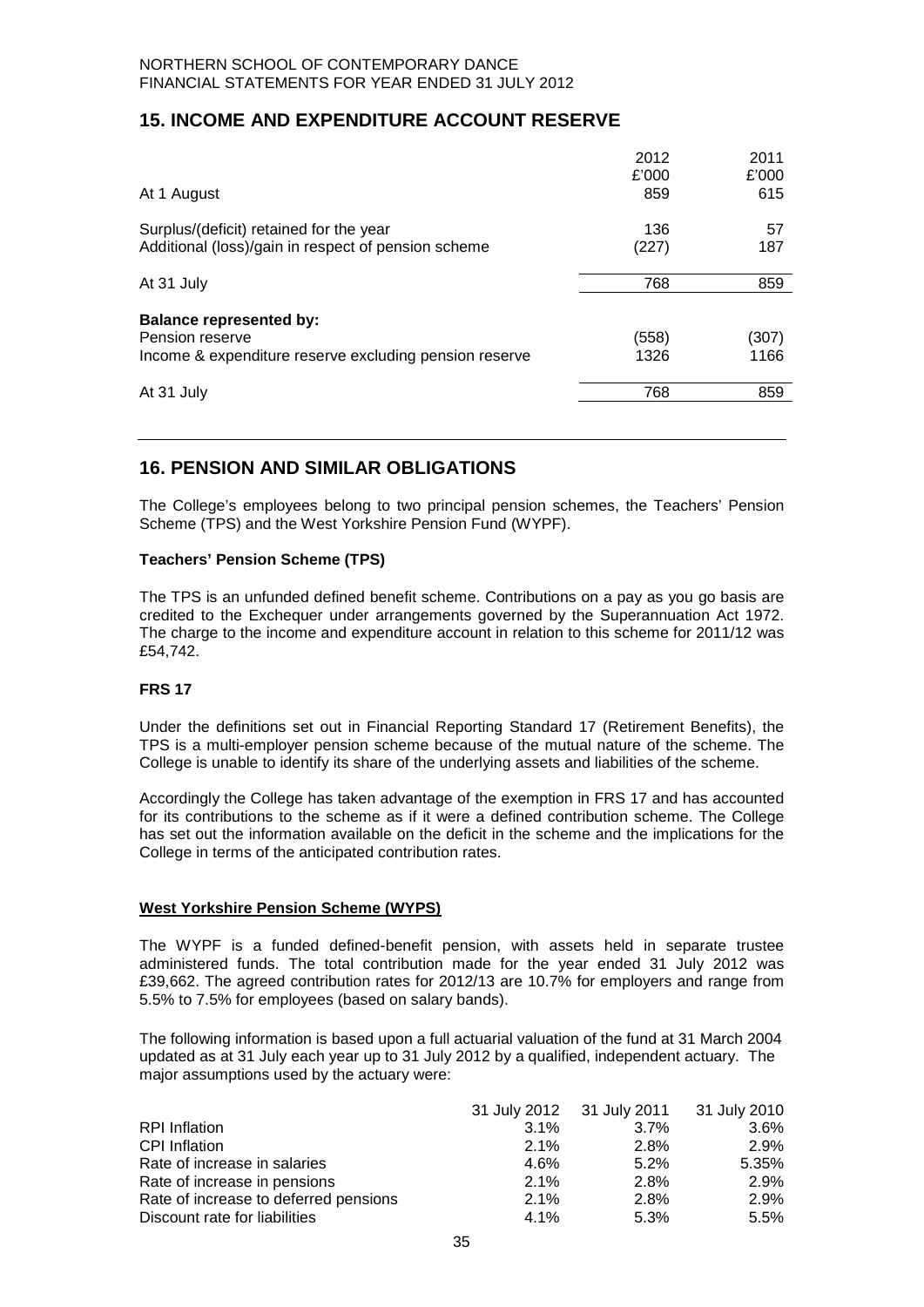## 15. INCOME AND EXPENDITURE ACCOUNT RESERVE

| | 2012 | 2011 |
|---|---|---|
| | £'000 | £'000 |
| At 1 August | 859 | 615 |
| Surplus/(deficit) retained for the year | 136 | 57 |
| Additional (loss)/gain in respect of pension scheme | (227) | 187 |
| At 31 July | 768 | 859 |
| **Balance represented by:** | | |
| Pension reserve | (558) | (307) |
| Income & expenditure reserve excluding pension reserve | 1326 | 1166 |
| At 31 July | 768 | 859 |

## 16. PENSION AND SIMILAR OBLIGATIONS

The College's employees belong to two principal pension schemes, the Teachers' Pension Scheme (TPS) and the West Yorkshire Pension Fund (WYPF).

**Teachers' Pension Scheme (TPS)**

The TPS is an unfunded defined benefit scheme. Contributions on a pay as you go basis are credited to the Exchequer under arrangements governed by the Superannuation Act 1972. The charge to the income and expenditure account in relation to this scheme for 2011/12 was £54,742.

**FRS 17**

Under the definitions set out in Financial Reporting Standard 17 (Retirement Benefits), the TPS is a multi-employer pension scheme because of the mutual nature of the scheme. The College is unable to identify its share of the underlying assets and liabilities of the scheme.

Accordingly the College has taken advantage of the exemption in FRS 17 and has accounted for its contributions to the scheme as if it were a defined contribution scheme. The College has set out the information available on the deficit in the scheme and the implications for the College in terms of the anticipated contribution rates.

**West Yorkshire Pension Scheme (WYPS)**

The WYPF is a funded defined-benefit pension, with assets held in separate trustee administered funds. The total contribution made for the year ended 31 July 2012 was £39,662. The agreed contribution rates for 2012/13 are 10.7% for employers and range from 5.5% to 7.5% for employees (based on salary bands).

The following information is based upon a full actuarial valuation of the fund at 31 March 2004 updated as at 31 July each year up to 31 July 2012 by a qualified, independent actuary. The major assumptions used by the actuary were:

| | 31 July 2012 | 31 July 2011 | 31 July 2010 |
|---|---|---|---|
| RPI Inflation | 3.1% | 3.7% | 3.6% |
| CPI Inflation | 2.1% | 2.8% | 2.9% |
| Rate of increase in salaries | 4.6% | 5.2% | 5.35% |
| Rate of increase in pensions | 2.1% | 2.8% | 2.9% |
| Rate of increase to deferred pensions | 2.1% | 2.8% | 2.9% |
| Discount rate for liabilities | 4.1% | 5.3% | 5.5% |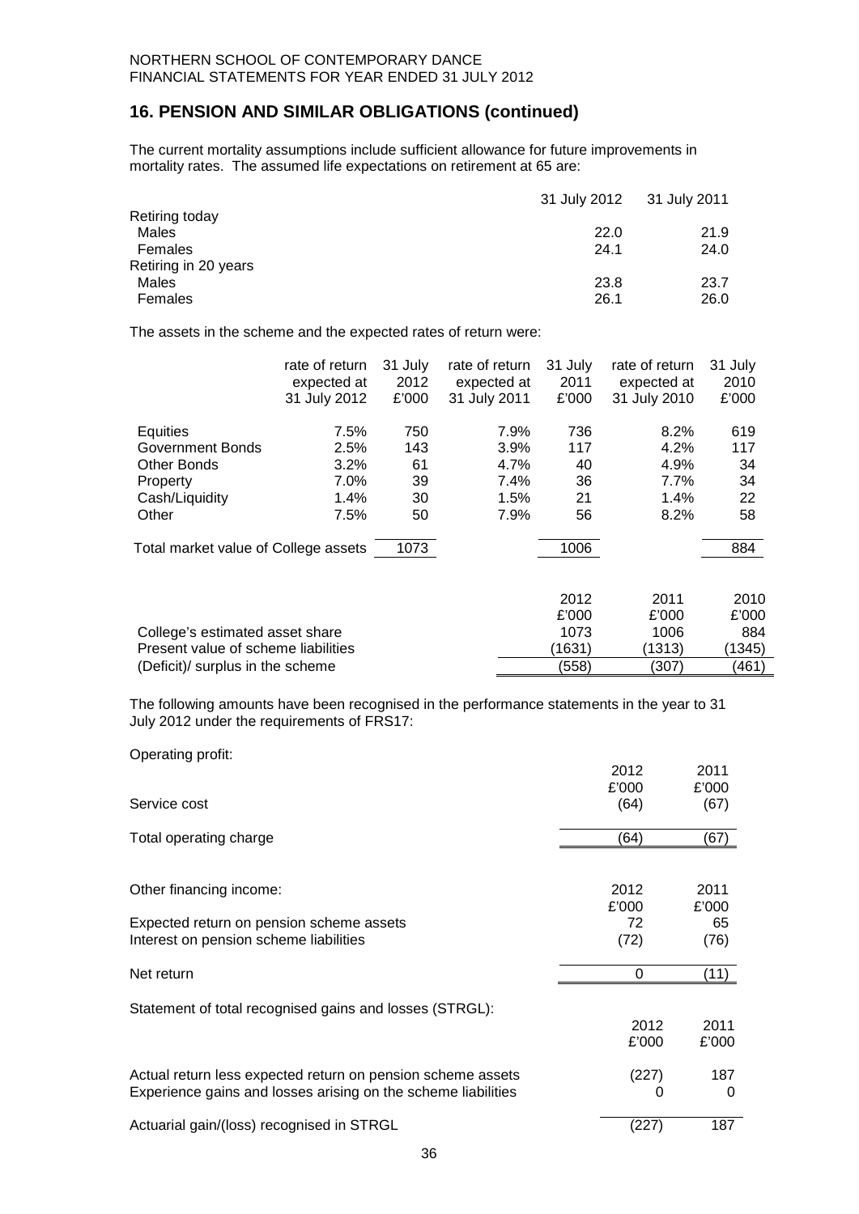## 16. PENSION AND SIMILAR OBLIGATIONS (continued)

The current mortality assumptions include sufficient allowance for future improvements in mortality rates. The assumed life expectations on retirement at 65 are:

| | 31 July 2012 | 31 July 2011 |
|---|---|---|
| Retiring today | | |
| Males | 22.0 | 21.9 |
| Females | 24.1 | 24.0 |
| Retiring in 20 years | | |
| Males | 23.8 | 23.7 |
| Females | 26.1 | 26.0 |

The assets in the scheme and the expected rates of return were:

| | rate of return expected at 31 July 2012 | 31 July 2012 £'000 | rate of return expected at 31 July 2011 | 31 July 2011 £'000 | rate of return expected at 31 July 2010 | 31 July 2010 £'000 |
|---|---|---|---|---|---|---|
| Equities | 7.5% | 750 | 7.9% | 736 | 8.2% | 619 |
| Government Bonds | 2.5% | 143 | 3.9% | 117 | 4.2% | 117 |
| Other Bonds | 3.2% | 61 | 4.7% | 40 | 4.9% | 34 |
| Property | 7.0% | 39 | 7.4% | 36 | 7.7% | 34 |
| Cash/Liquidity | 1.4% | 30 | 1.5% | 21 | 1.4% | 22 |
| Other | 7.5% | 50 | 7.9% | 56 | 8.2% | 58 |
| Total market value of College assets | | 1073 | | 1006 | | 884 |

| | 2012 £'000 | 2011 £'000 | 2010 £'000 |
|---|---|---|---|
| College's estimated asset share | 1073 | 1006 | 884 |
| Present value of scheme liabilities | (1631) | (1313) | (1345) |
| (Deficit)/ surplus in the scheme | (558) | (307) | (461) |

The following amounts have been recognised in the performance statements in the year to 31 July 2012 under the requirements of FRS17:

Operating profit:

| | 2012 £'000 | 2011 £'000 |
|---|---|---|
| Service cost | (64) | (67) |
| Total operating charge | (64) | (67) |

| Other financing income: | 2012 £'000 | 2011 £'000 |
|---|---|---|
| Expected return on pension scheme assets | 72 | 65 |
| Interest on pension scheme liabilities | (72) | (76) |
| Net return | 0 | (11) |

Statement of total recognised gains and losses (STRGL):

| | 2012 £'000 | 2011 £'000 |
|---|---|---|
| Actual return less expected return on pension scheme assets | (227) | 187 |
| Experience gains and losses arising on the scheme liabilities | 0 | 0 |
| Actuarial gain/(loss) recognised in STRGL | (227) | 187 |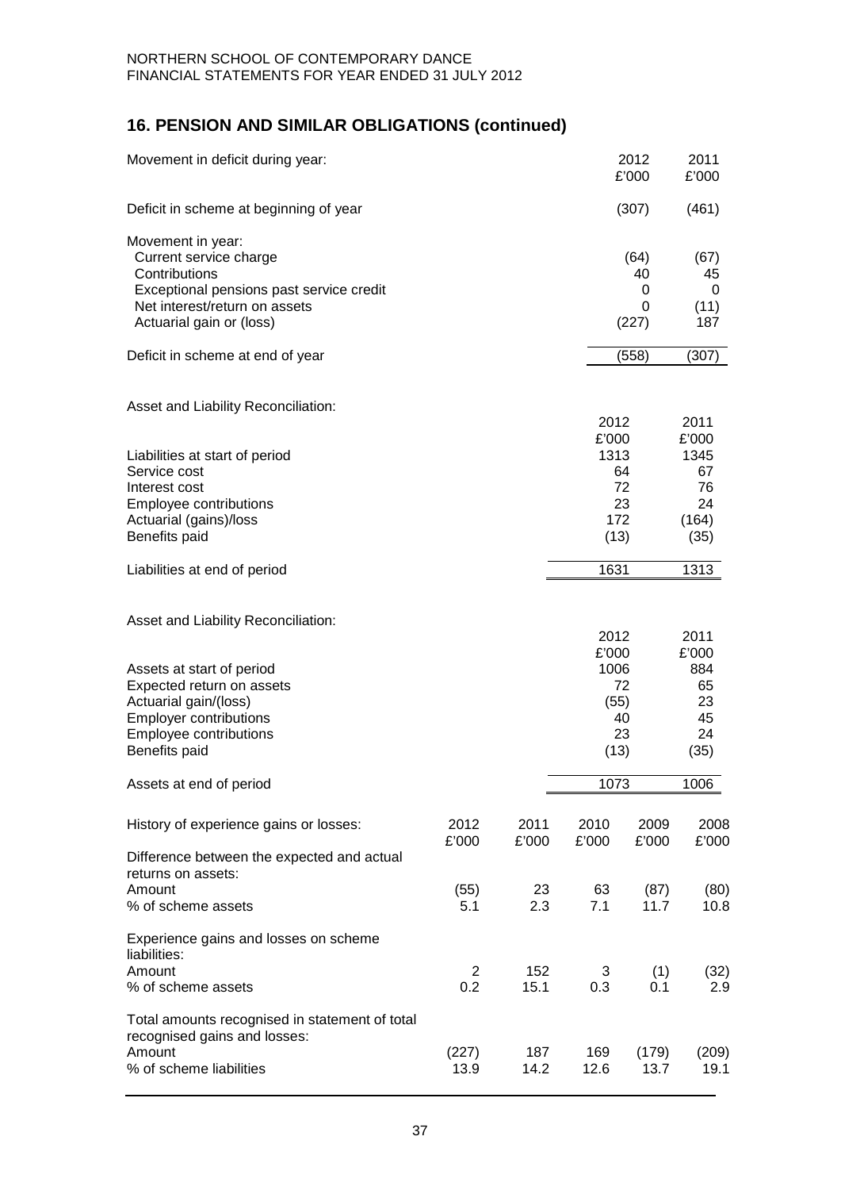## 16. PENSION AND SIMILAR OBLIGATIONS (continued)

| Movement in deficit during year: | 2012 £'000 | 2011 £'000 |
|---|---|---|
| Deficit in scheme at beginning of year | (307) | (461) |
| Movement in year: | | |
| Current service charge | (64) | (67) |
| Contributions | 40 | 45 |
| Exceptional pensions past service credit | 0 | 0 |
| Net interest/return on assets | 0 | (11) |
| Actuarial gain or (loss) | (227) | 187 |
| Deficit in scheme at end of year | (558) | (307) |

| Asset and Liability Reconciliation: | 2012 £'000 | 2011 £'000 |
|---|---|---|
| Liabilities at start of period | 1313 | 1345 |
| Service cost | 64 | 67 |
| Interest cost | 72 | 76 |
| Employee contributions | 23 | 24 |
| Actuarial (gains)/loss | 172 | (164) |
| Benefits paid | (13) | (35) |
| Liabilities at end of period | 1631 | 1313 |

| Asset and Liability Reconciliation: | 2012 £'000 | 2011 £'000 |
|---|---|---|
| Assets at start of period | 1006 | 884 |
| Expected return on assets | 72 | 65 |
| Actuarial gain/(loss) | (55) | 23 |
| Employer contributions | 40 | 45 |
| Employee contributions | 23 | 24 |
| Benefits paid | (13) | (35) |
| Assets at end of period | 1073 | 1006 |

| History of experience gains or losses: | 2012 £'000 | 2011 £'000 | 2010 £'000 | 2009 £'000 | 2008 £'000 |
|---|---|---|---|---|---|
| Difference between the expected and actual returns on assets: | | | | | |
| Amount | (55) | 23 | 63 | (87) | (80) |
| % of scheme assets | 5.1 | 2.3 | 7.1 | 11.7 | 10.8 |
| Experience gains and losses on scheme liabilities: | | | | | |
| Amount | 2 | 152 | 3 | (1) | (32) |
| % of scheme assets | 0.2 | 15.1 | 0.3 | 0.1 | 2.9 |
| Total amounts recognised in statement of total recognised gains and losses: | | | | | |
| Amount | (227) | 187 | 169 | (179) | (209) |
| % of scheme liabilities | 13.9 | 14.2 | 12.6 | 13.7 | 19.1 |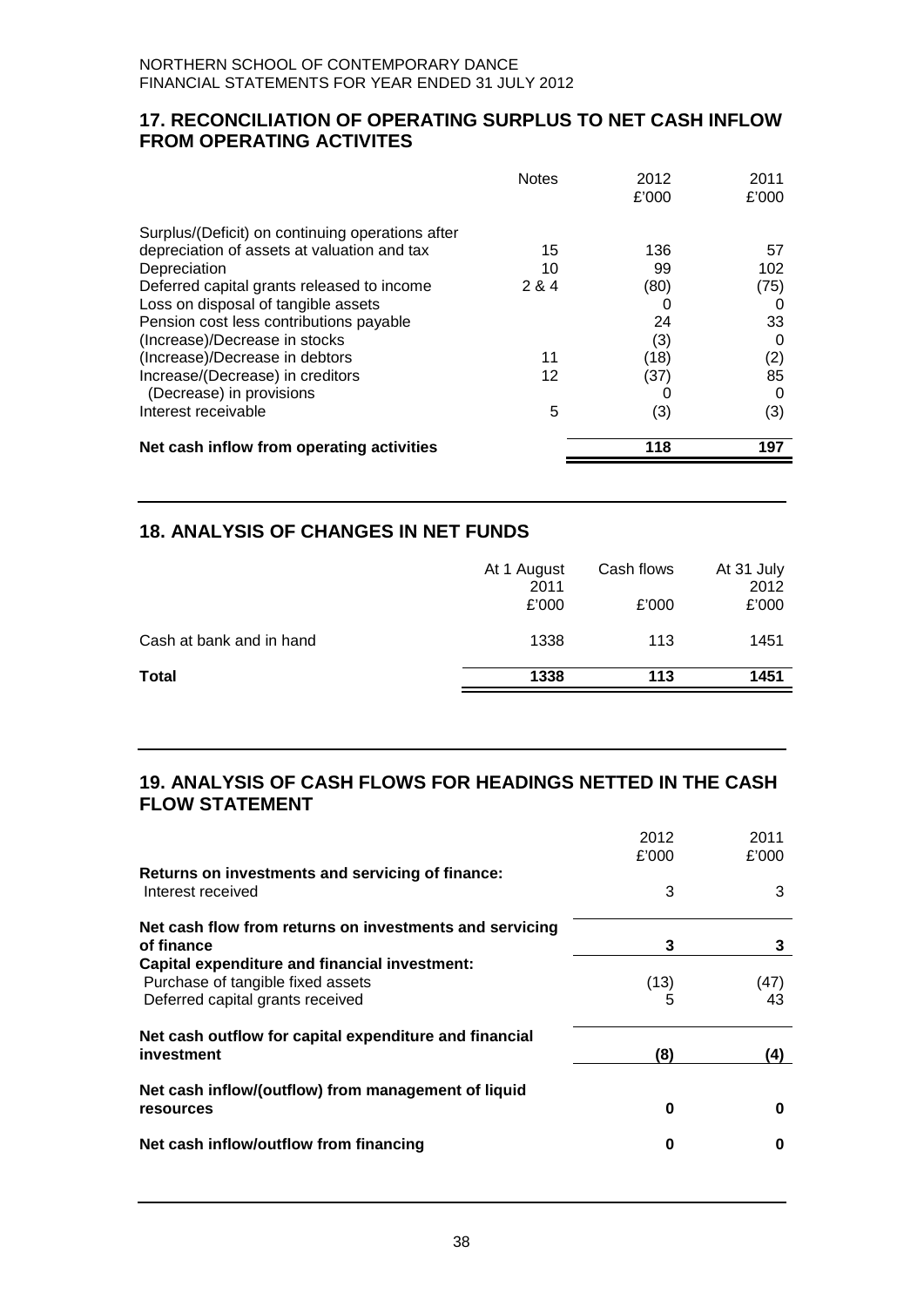## 17. RECONCILIATION OF OPERATING SURPLUS TO NET CASH INFLOW FROM OPERATING ACTIVITES

| | Notes | 2012 £'000 | 2011 £'000 |
|---|---|---|---|
| Surplus/(Deficit) on continuing operations after depreciation of assets at valuation and tax | 15 | 136 | 57 |
| Depreciation | 10 | 99 | 102 |
| Deferred capital grants released to income | 2 & 4 | (80) | (75) |
| Loss on disposal of tangible assets | | 0 | 0 |
| Pension cost less contributions payable | | 24 | 33 |
| (Increase)/Decrease in stocks | | (3) | 0 |
| (Increase)/Decrease in debtors | 11 | (18) | (2) |
| Increase/(Decrease) in creditors | 12 | (37) | 85 |
| (Decrease) in provisions | | 0 | 0 |
| Interest receivable | 5 | (3) | (3) |
| **Net cash inflow from operating activities** | | **118** | **197** |

## 18. ANALYSIS OF CHANGES IN NET FUNDS

| | At 1 August 2011 £'000 | Cash flows £'000 | At 31 July 2012 £'000 |
|---|---|---|---|
| Cash at bank and in hand | 1338 | 113 | 1451 |
| **Total** | **1338** | **113** | **1451** |

## 19. ANALYSIS OF CASH FLOWS FOR HEADINGS NETTED IN THE CASH FLOW STATEMENT

| | 2012 £'000 | 2011 £'000 |
|---|---|---|
| **Returns on investments and servicing of finance:** | | |
| Interest received | 3 | 3 |
| **Net cash flow from returns on investments and servicing of finance** | **3** | **3** |
| **Capital expenditure and financial investment:** | | |
| Purchase of tangible fixed assets | (13) | (47) |
| Deferred capital grants received | 5 | 43 |
| **Net cash outflow for capital expenditure and financial investment** | **(8)** | **(4)** |
| **Net cash inflow/(outflow) from management of liquid resources** | **0** | **0** |
| **Net cash inflow/outflow from financing** | **0** | **0** |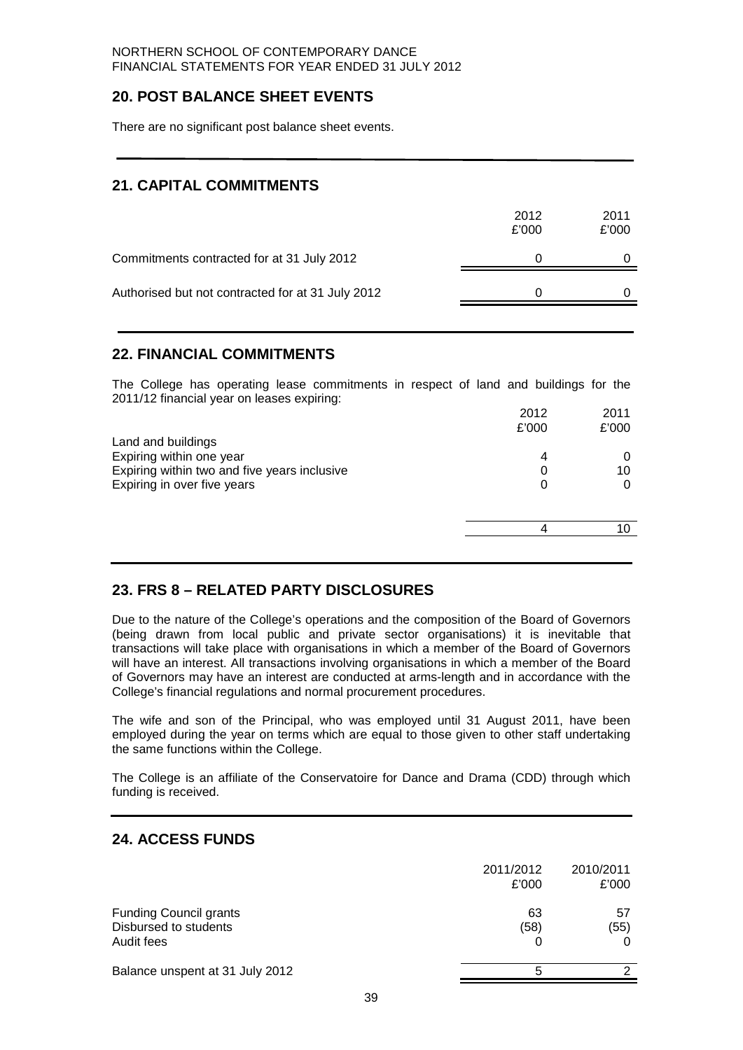## 20. POST BALANCE SHEET EVENTS

There are no significant post balance sheet events.

## 21. CAPITAL COMMITMENTS

| | 2012<br>£'000 | 2011<br>£'000 |
|---|---|---|
| Commitments contracted for at 31 July 2012 | 0 | 0 |
| Authorised but not contracted for at 31 July 2012 | 0 | 0 |

## 22. FINANCIAL COMMITMENTS

The College has operating lease commitments in respect of land and buildings for the 2011/12 financial year on leases expiring:

| | 2012<br>£'000 | 2011<br>£'000 |
|---|---|---|
| Land and buildings | | |
| Expiring within one year | 4 | 0 |
| Expiring within two and five years inclusive | 0 | 10 |
| Expiring in over five years | 0 | 0 |
| | 4 | 10 |

## 23. FRS 8 – RELATED PARTY DISCLOSURES

Due to the nature of the College's operations and the composition of the Board of Governors (being drawn from local public and private sector organisations) it is inevitable that transactions will take place with organisations in which a member of the Board of Governors will have an interest. All transactions involving organisations in which a member of the Board of Governors may have an interest are conducted at arms-length and in accordance with the College's financial regulations and normal procurement procedures.

The wife and son of the Principal, who was employed until 31 August 2011, have been employed during the year on terms which are equal to those given to other staff undertaking the same functions within the College.

The College is an affiliate of the Conservatoire for Dance and Drama (CDD) through which funding is received.

## 24. ACCESS FUNDS

| | 2011/2012<br>£'000 | 2010/2011<br>£'000 |
|---|---|---|
| Funding Council grants | 63 | 57 |
| Disbursed to students | (58) | (55) |
| Audit fees | 0 | 0 |
| Balance unspent at 31 July 2012 | 5 | 2 |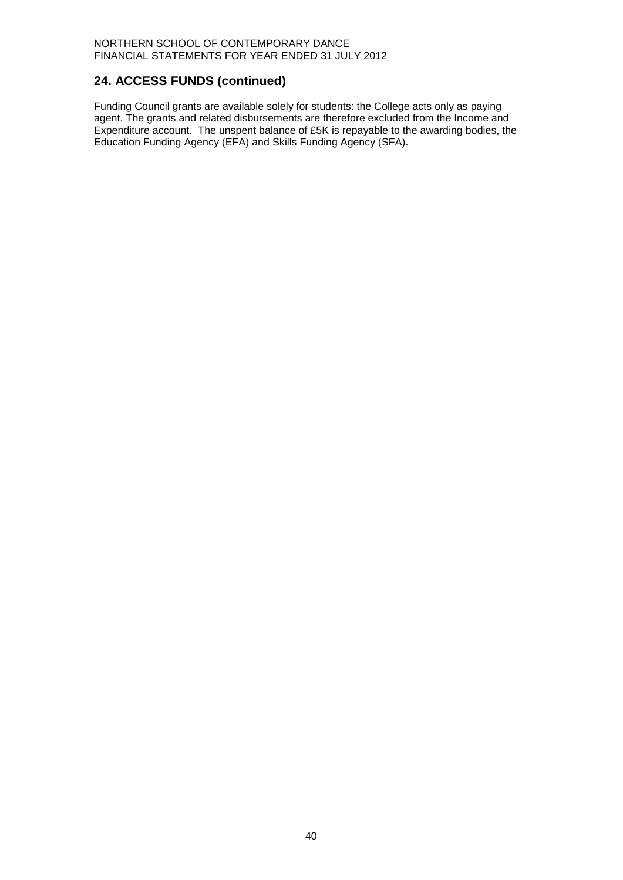## 24. ACCESS FUNDS (continued)

Funding Council grants are available solely for students: the College acts only as paying agent. The grants and related disbursements are therefore excluded from the Income and Expenditure account. The unspent balance of £5K is repayable to the awarding bodies, the Education Funding Agency (EFA) and Skills Funding Agency (SFA).